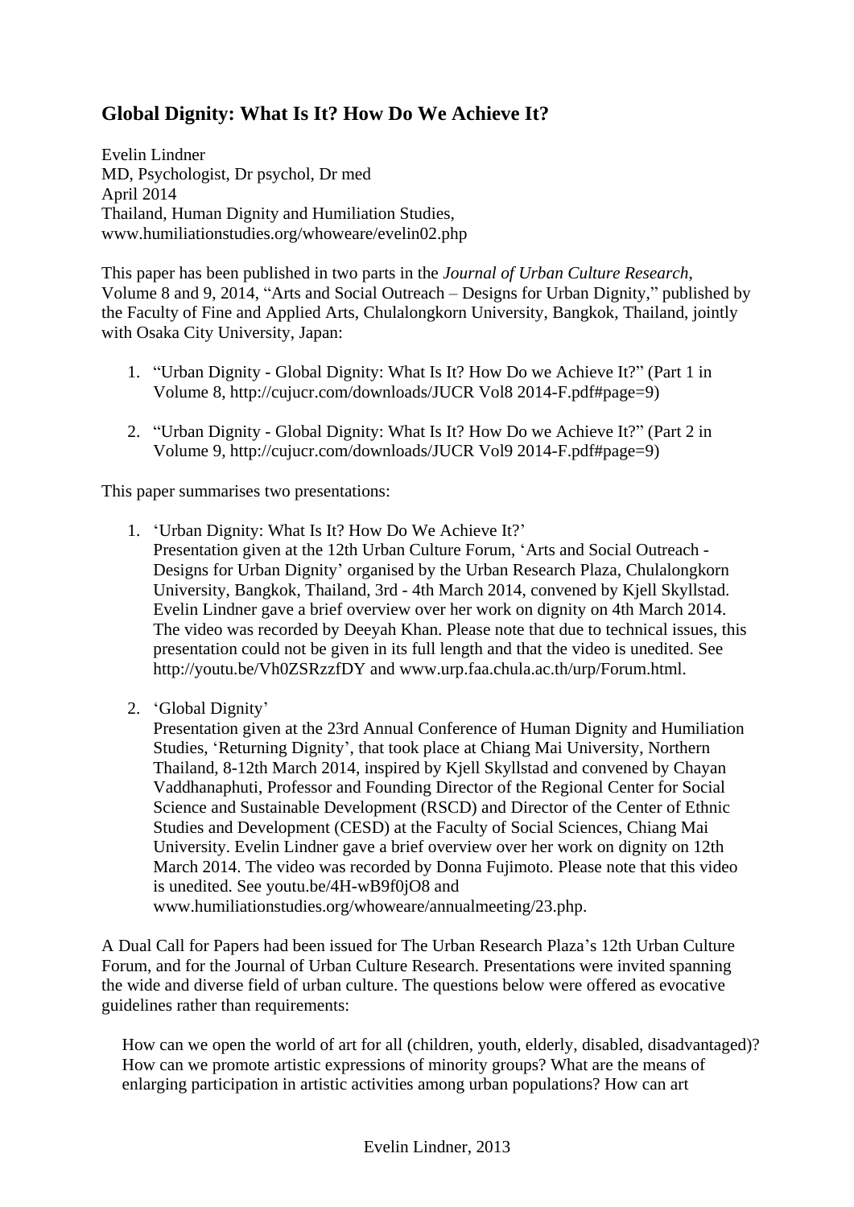## Global Dignity: What Is It? How Do We Achieve It?

Evelin Lindner
MD, Psychologist, Dr psychol, Dr med
April 2014
Thailand, Human Dignity and Humiliation Studies,
www.humiliationstudies.org/whoweare/evelin02.php

This paper has been published in two parts in the *Journal of Urban Culture Research*, Volume 8 and 9, 2014, "Arts and Social Outreach – Designs for Urban Dignity," published by the Faculty of Fine and Applied Arts, Chulalongkorn University, Bangkok, Thailand, jointly with Osaka City University, Japan:

1. "Urban Dignity - Global Dignity: What Is It? How Do we Achieve It?" (Part 1 in Volume 8, http://cujucr.com/downloads/JUCR Vol8 2014-F.pdf#page=9)

2. "Urban Dignity - Global Dignity: What Is It? How Do we Achieve It?" (Part 2 in Volume 9, http://cujucr.com/downloads/JUCR Vol9 2014-F.pdf#page=9)

This paper summarises two presentations:

1. 'Urban Dignity: What Is It? How Do We Achieve It?'
   Presentation given at the 12th Urban Culture Forum, 'Arts and Social Outreach - Designs for Urban Dignity' organised by the Urban Research Plaza, Chulalongkorn University, Bangkok, Thailand, 3rd - 4th March 2014, convened by Kjell Skyllstad. Evelin Lindner gave a brief overview over her work on dignity on 4th March 2014. The video was recorded by Deeyah Khan. Please note that due to technical issues, this presentation could not be given in its full length and that the video is unedited. See http://youtu.be/Vh0ZSRzzfDY and www.urp.faa.chula.ac.th/urp/Forum.html.

2. 'Global Dignity'
   Presentation given at the 23rd Annual Conference of Human Dignity and Humiliation Studies, 'Returning Dignity', that took place at Chiang Mai University, Northern Thailand, 8-12th March 2014, inspired by Kjell Skyllstad and convened by Chayan Vaddhanaphuti, Professor and Founding Director of the Regional Center for Social Science and Sustainable Development (RSCD) and Director of the Center of Ethnic Studies and Development (CESD) at the Faculty of Social Sciences, Chiang Mai University. Evelin Lindner gave a brief overview over her work on dignity on 12th March 2014. The video was recorded by Donna Fujimoto. Please note that this video is unedited. See youtu.be/4H-wB9f0jO8 and www.humiliationstudies.org/whoweare/annualmeeting/23.php.

A Dual Call for Papers had been issued for The Urban Research Plaza's 12th Urban Culture Forum, and for the Journal of Urban Culture Research. Presentations were invited spanning the wide and diverse field of urban culture. The questions below were offered as evocative guidelines rather than requirements:

> How can we open the world of art for all (children, youth, elderly, disabled, disadvantaged)? How can we promote artistic expressions of minority groups? What are the means of enlarging participation in artistic activities among urban populations? How can art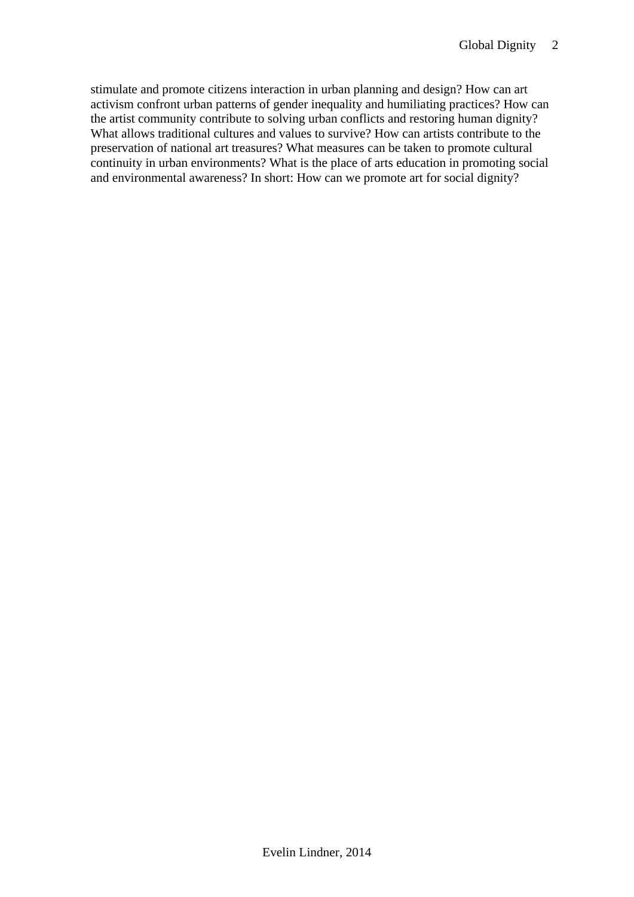stimulate and promote citizens interaction in urban planning and design? How can art activism confront urban patterns of gender inequality and humiliating practices? How can the artist community contribute to solving urban conflicts and restoring human dignity? What allows traditional cultures and values to survive? How can artists contribute to the preservation of national art treasures? What measures can be taken to promote cultural continuity in urban environments? What is the place of arts education in promoting social and environmental awareness? In short: How can we promote art for social dignity?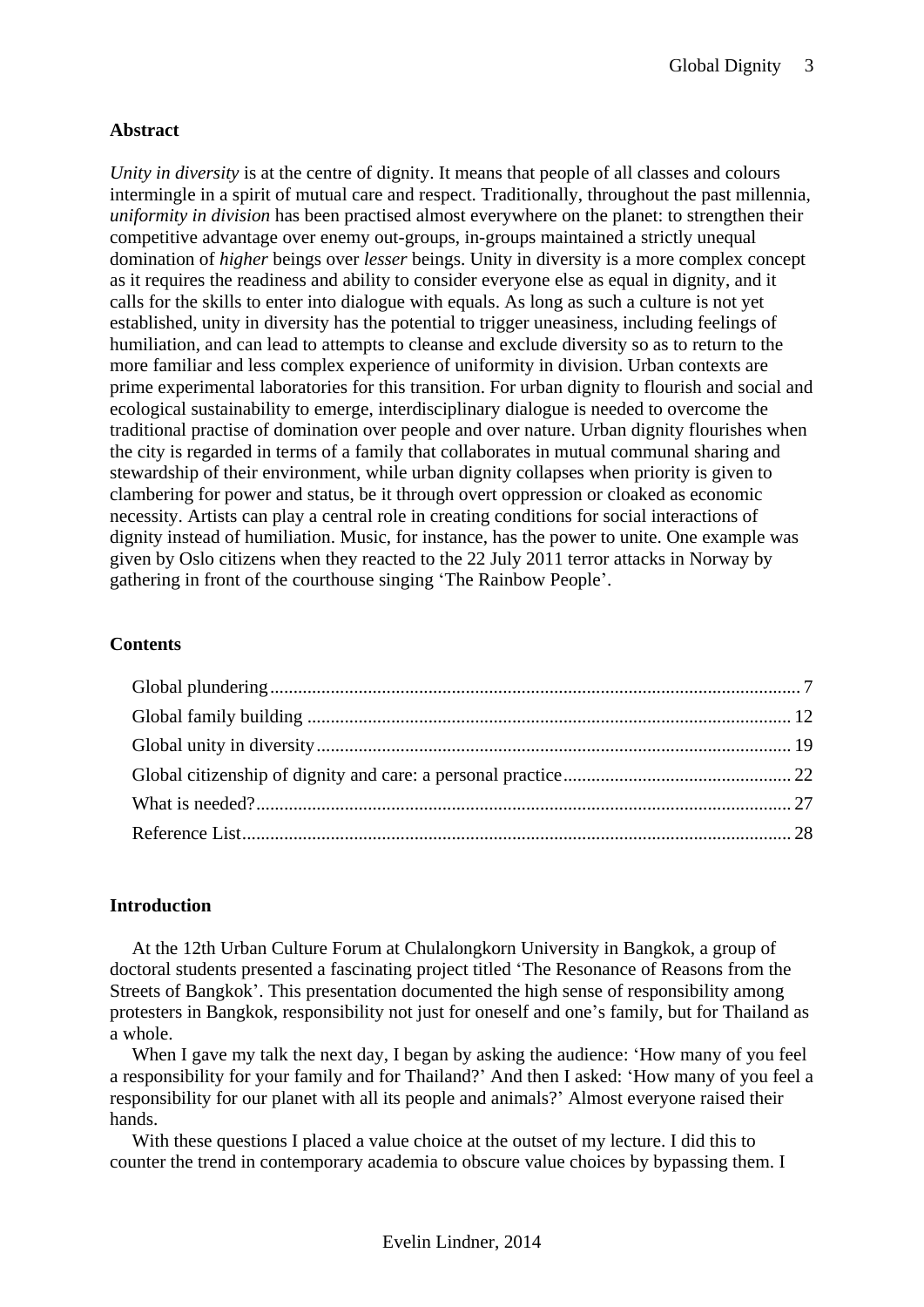## Abstract

*Unity in diversity* is at the centre of dignity. It means that people of all classes and colours intermingle in a spirit of mutual care and respect. Traditionally, throughout the past millennia, *uniformity in division* has been practised almost everywhere on the planet: to strengthen their competitive advantage over enemy out-groups, in-groups maintained a strictly unequal domination of *higher* beings over *lesser* beings. Unity in diversity is a more complex concept as it requires the readiness and ability to consider everyone else as equal in dignity, and it calls for the skills to enter into dialogue with equals. As long as such a culture is not yet established, unity in diversity has the potential to trigger uneasiness, including feelings of humiliation, and can lead to attempts to cleanse and exclude diversity so as to return to the more familiar and less complex experience of uniformity in division. Urban contexts are prime experimental laboratories for this transition. For urban dignity to flourish and social and ecological sustainability to emerge, interdisciplinary dialogue is needed to overcome the traditional practise of domination over people and over nature. Urban dignity flourishes when the city is regarded in terms of a family that collaborates in mutual communal sharing and stewardship of their environment, while urban dignity collapses when priority is given to clambering for power and status, be it through overt oppression or cloaked as economic necessity. Artists can play a central role in creating conditions for social interactions of dignity instead of humiliation. Music, for instance, has the power to unite. One example was given by Oslo citizens when they reacted to the 22 July 2011 terror attacks in Norway by gathering in front of the courthouse singing 'The Rainbow People'.

## Contents

- Global plundering ........ 7
- Global family building ........ 12
- Global unity in diversity ........ 19
- Global citizenship of dignity and care: a personal practice ........ 22
- What is needed? ........ 27
- Reference List ........ 28

## Introduction

At the 12th Urban Culture Forum at Chulalongkorn University in Bangkok, a group of doctoral students presented a fascinating project titled 'The Resonance of Reasons from the Streets of Bangkok'. This presentation documented the high sense of responsibility among protesters in Bangkok, responsibility not just for oneself and one's family, but for Thailand as a whole.

When I gave my talk the next day, I began by asking the audience: 'How many of you feel a responsibility for your family and for Thailand?' And then I asked: 'How many of you feel a responsibility for our planet with all its people and animals?' Almost everyone raised their hands.

With these questions I placed a value choice at the outset of my lecture. I did this to counter the trend in contemporary academia to obscure value choices by bypassing them. I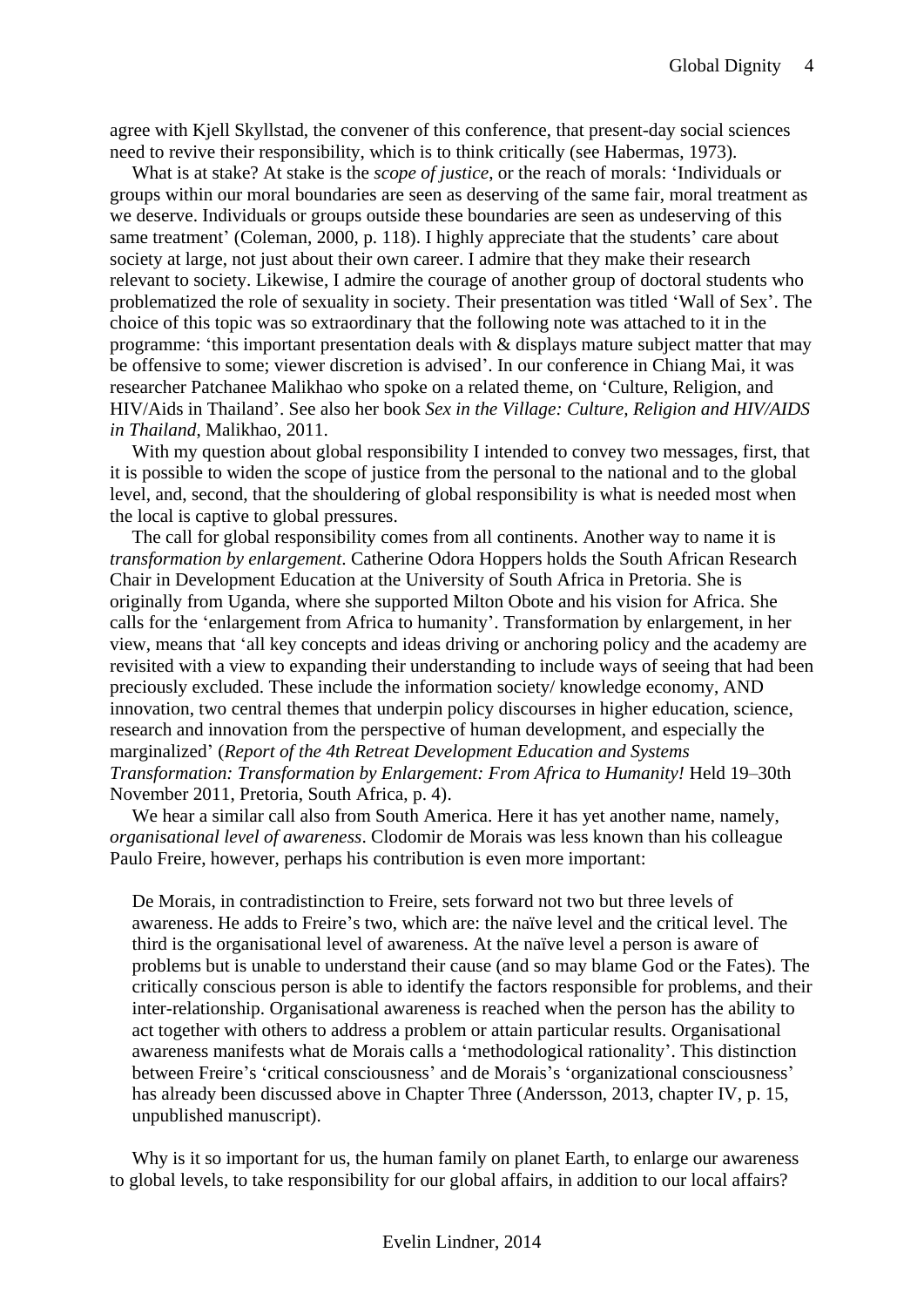agree with Kjell Skyllstad, the convener of this conference, that present-day social sciences need to revive their responsibility, which is to think critically (see Habermas, 1973).

What is at stake? At stake is the *scope of justice*, or the reach of morals: 'Individuals or groups within our moral boundaries are seen as deserving of the same fair, moral treatment as we deserve. Individuals or groups outside these boundaries are seen as undeserving of this same treatment' (Coleman, 2000, p. 118). I highly appreciate that the students' care about society at large, not just about their own career. I admire that they make their research relevant to society. Likewise, I admire the courage of another group of doctoral students who problematized the role of sexuality in society. Their presentation was titled 'Wall of Sex'. The choice of this topic was so extraordinary that the following note was attached to it in the programme: 'this important presentation deals with & displays mature subject matter that may be offensive to some; viewer discretion is advised'. In our conference in Chiang Mai, it was researcher Patchanee Malikhao who spoke on a related theme, on 'Culture, Religion, and HIV/Aids in Thailand'. See also her book *Sex in the Village: Culture, Religion and HIV/AIDS in Thailand*, Malikhao, 2011.

With my question about global responsibility I intended to convey two messages, first, that it is possible to widen the scope of justice from the personal to the national and to the global level, and, second, that the shouldering of global responsibility is what is needed most when the local is captive to global pressures.

The call for global responsibility comes from all continents. Another way to name it is *transformation by enlargement*. Catherine Odora Hoppers holds the South African Research Chair in Development Education at the University of South Africa in Pretoria. She is originally from Uganda, where she supported Milton Obote and his vision for Africa. She calls for the 'enlargement from Africa to humanity'. Transformation by enlargement, in her view, means that 'all key concepts and ideas driving or anchoring policy and the academy are revisited with a view to expanding their understanding to include ways of seeing that had been preciously excluded. These include the information society/ knowledge economy, AND innovation, two central themes that underpin policy discourses in higher education, science, research and innovation from the perspective of human development, and especially the marginalized' (*Report of the 4th Retreat Development Education and Systems Transformation: Transformation by Enlargement: From Africa to Humanity!* Held 19–30th November 2011, Pretoria, South Africa, p. 4).

We hear a similar call also from South America. Here it has yet another name, namely, *organisational level of awareness*. Clodomir de Morais was less known than his colleague Paulo Freire, however, perhaps his contribution is even more important:

> De Morais, in contradistinction to Freire, sets forward not two but three levels of awareness. He adds to Freire's two, which are: the naïve level and the critical level. The third is the organisational level of awareness. At the naïve level a person is aware of problems but is unable to understand their cause (and so may blame God or the Fates). The critically conscious person is able to identify the factors responsible for problems, and their inter-relationship. Organisational awareness is reached when the person has the ability to act together with others to address a problem or attain particular results. Organisational awareness manifests what de Morais calls a 'methodological rationality'. This distinction between Freire's 'critical consciousness' and de Morais's 'organizational consciousness' has already been discussed above in Chapter Three (Andersson, 2013, chapter IV, p. 15, unpublished manuscript).

Why is it so important for us, the human family on planet Earth, to enlarge our awareness to global levels, to take responsibility for our global affairs, in addition to our local affairs?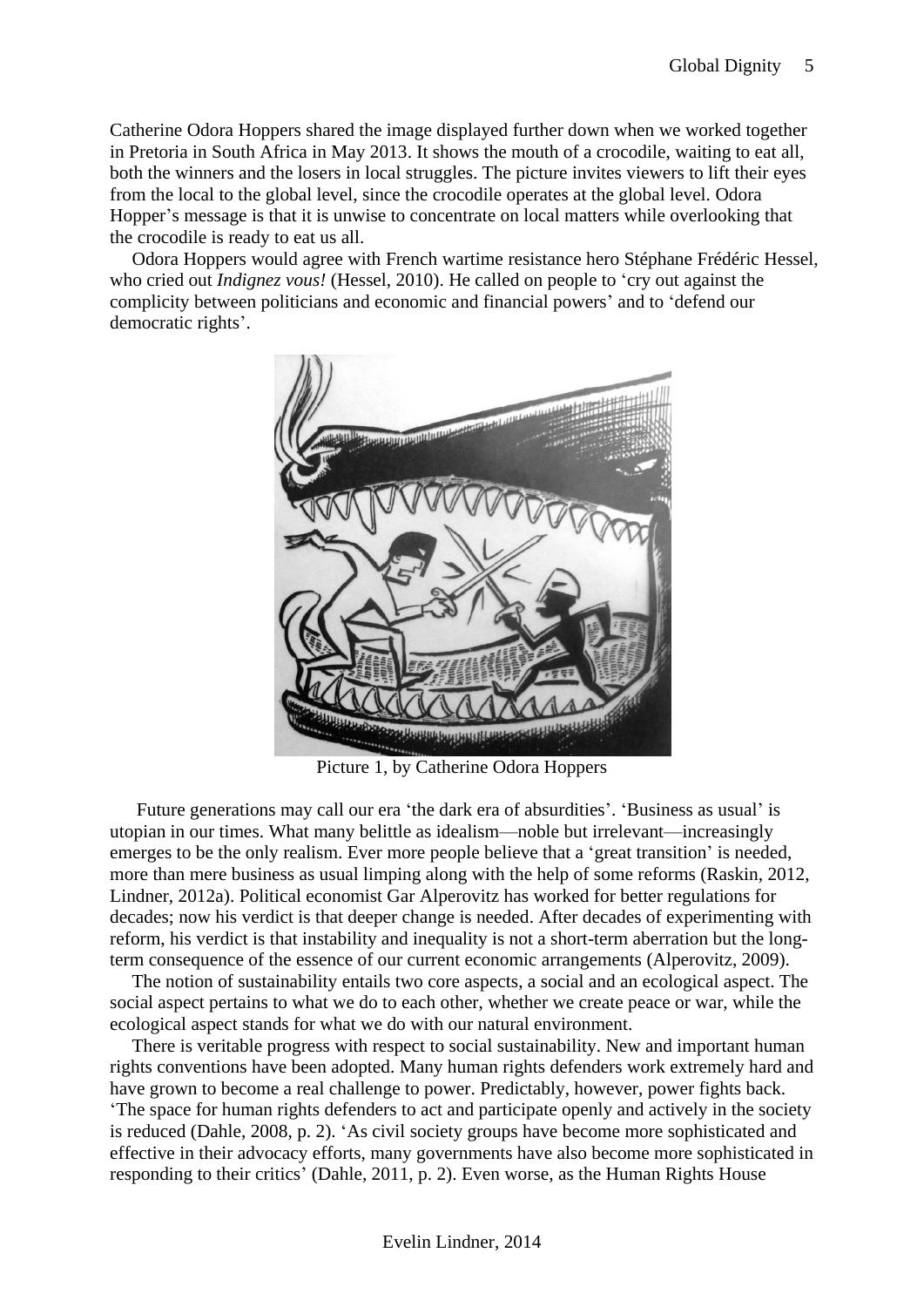Catherine Odora Hoppers shared the image displayed further down when we worked together in Pretoria in South Africa in May 2013. It shows the mouth of a crocodile, waiting to eat all, both the winners and the losers in local struggles. The picture invites viewers to lift their eyes from the local to the global level, since the crocodile operates at the global level. Odora Hopper's message is that it is unwise to concentrate on local matters while overlooking that the crocodile is ready to eat us all.

Odora Hoppers would agree with French wartime resistance hero Stéphane Frédéric Hessel, who cried out *Indignez vous!* (Hessel, 2010). He called on people to 'cry out against the complicity between politicians and economic and financial powers' and to 'defend our democratic rights'.

Picture 1, by Catherine Odora Hoppers

Future generations may call our era 'the dark era of absurdities'. 'Business as usual' is utopian in our times. What many belittle as idealism—noble but irrelevant—increasingly emerges to be the only realism. Ever more people believe that a 'great transition' is needed, more than mere business as usual limping along with the help of some reforms (Raskin, 2012, Lindner, 2012a). Political economist Gar Alperovitz has worked for better regulations for decades; now his verdict is that deeper change is needed. After decades of experimenting with reform, his verdict is that instability and inequality is not a short-term aberration but the long-term consequence of the essence of our current economic arrangements (Alperovitz, 2009).

The notion of sustainability entails two core aspects, a social and an ecological aspect. The social aspect pertains to what we do to each other, whether we create peace or war, while the ecological aspect stands for what we do with our natural environment.

There is veritable progress with respect to social sustainability. New and important human rights conventions have been adopted. Many human rights defenders work extremely hard and have grown to become a real challenge to power. Predictably, however, power fights back. 'The space for human rights defenders to act and participate openly and actively in the society is reduced (Dahle, 2008, p. 2). 'As civil society groups have become more sophisticated and effective in their advocacy efforts, many governments have also become more sophisticated in responding to their critics' (Dahle, 2011, p. 2). Even worse, as the Human Rights House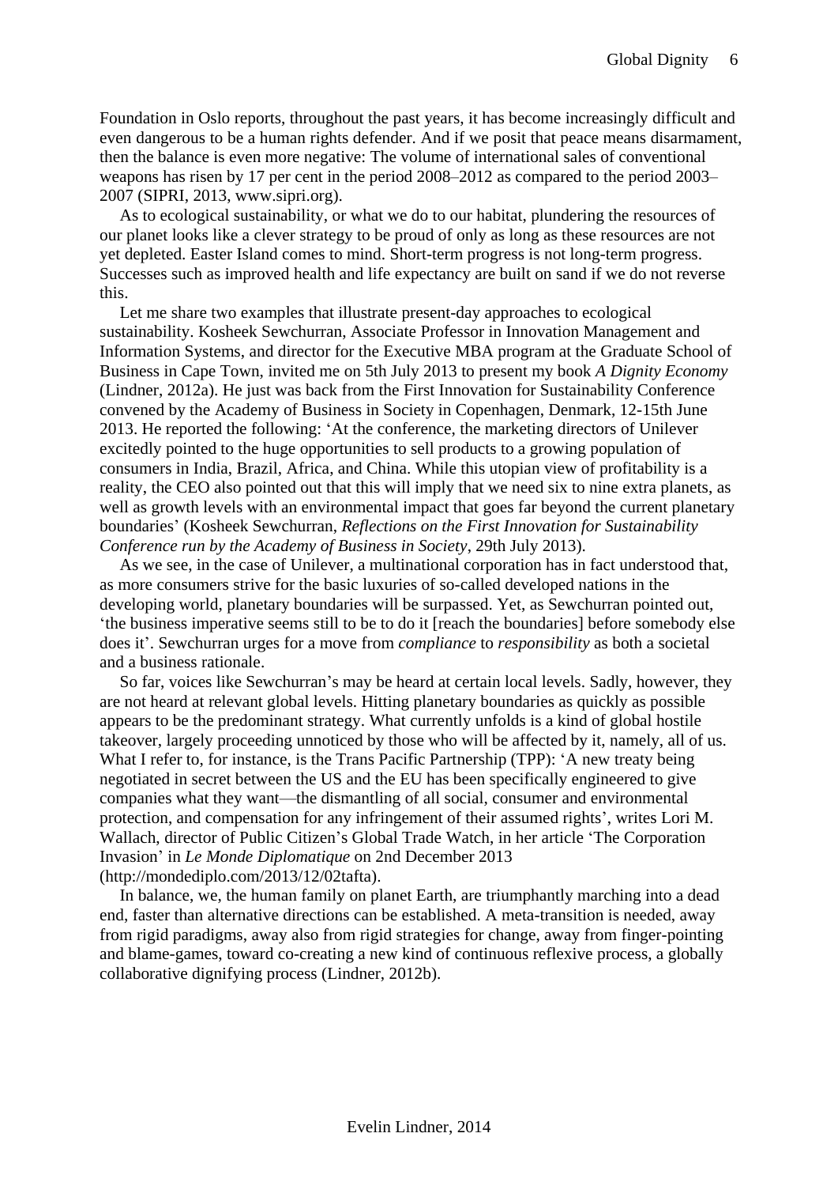Foundation in Oslo reports, throughout the past years, it has become increasingly difficult and even dangerous to be a human rights defender. And if we posit that peace means disarmament, then the balance is even more negative: The volume of international sales of conventional weapons has risen by 17 per cent in the period 2008–2012 as compared to the period 2003–2007 (SIPRI, 2013, www.sipri.org).

As to ecological sustainability, or what we do to our habitat, plundering the resources of our planet looks like a clever strategy to be proud of only as long as these resources are not yet depleted. Easter Island comes to mind. Short-term progress is not long-term progress. Successes such as improved health and life expectancy are built on sand if we do not reverse this.

Let me share two examples that illustrate present-day approaches to ecological sustainability. Kosheek Sewchurran, Associate Professor in Innovation Management and Information Systems, and director for the Executive MBA program at the Graduate School of Business in Cape Town, invited me on 5th July 2013 to present my book *A Dignity Economy* (Lindner, 2012a). He just was back from the First Innovation for Sustainability Conference convened by the Academy of Business in Society in Copenhagen, Denmark, 12-15th June 2013. He reported the following: 'At the conference, the marketing directors of Unilever excitedly pointed to the huge opportunities to sell products to a growing population of consumers in India, Brazil, Africa, and China. While this utopian view of profitability is a reality, the CEO also pointed out that this will imply that we need six to nine extra planets, as well as growth levels with an environmental impact that goes far beyond the current planetary boundaries' (Kosheek Sewchurran, *Reflections on the First Innovation for Sustainability Conference run by the Academy of Business in Society*, 29th July 2013).

As we see, in the case of Unilever, a multinational corporation has in fact understood that, as more consumers strive for the basic luxuries of so-called developed nations in the developing world, planetary boundaries will be surpassed. Yet, as Sewchurran pointed out, 'the business imperative seems still to be to do it [reach the boundaries] before somebody else does it'. Sewchurran urges for a move from *compliance* to *responsibility* as both a societal and a business rationale.

So far, voices like Sewchurran's may be heard at certain local levels. Sadly, however, they are not heard at relevant global levels. Hitting planetary boundaries as quickly as possible appears to be the predominant strategy. What currently unfolds is a kind of global hostile takeover, largely proceeding unnoticed by those who will be affected by it, namely, all of us. What I refer to, for instance, is the Trans Pacific Partnership (TPP): 'A new treaty being negotiated in secret between the US and the EU has been specifically engineered to give companies what they want—the dismantling of all social, consumer and environmental protection, and compensation for any infringement of their assumed rights', writes Lori M. Wallach, director of Public Citizen's Global Trade Watch, in her article 'The Corporation Invasion' in *Le Monde Diplomatique* on 2nd December 2013 (http://mondediplo.com/2013/12/02tafta).

In balance, we, the human family on planet Earth, are triumphantly marching into a dead end, faster than alternative directions can be established. A meta-transition is needed, away from rigid paradigms, away also from rigid strategies for change, away from finger-pointing and blame-games, toward co-creating a new kind of continuous reflexive process, a globally collaborative dignifying process (Lindner, 2012b).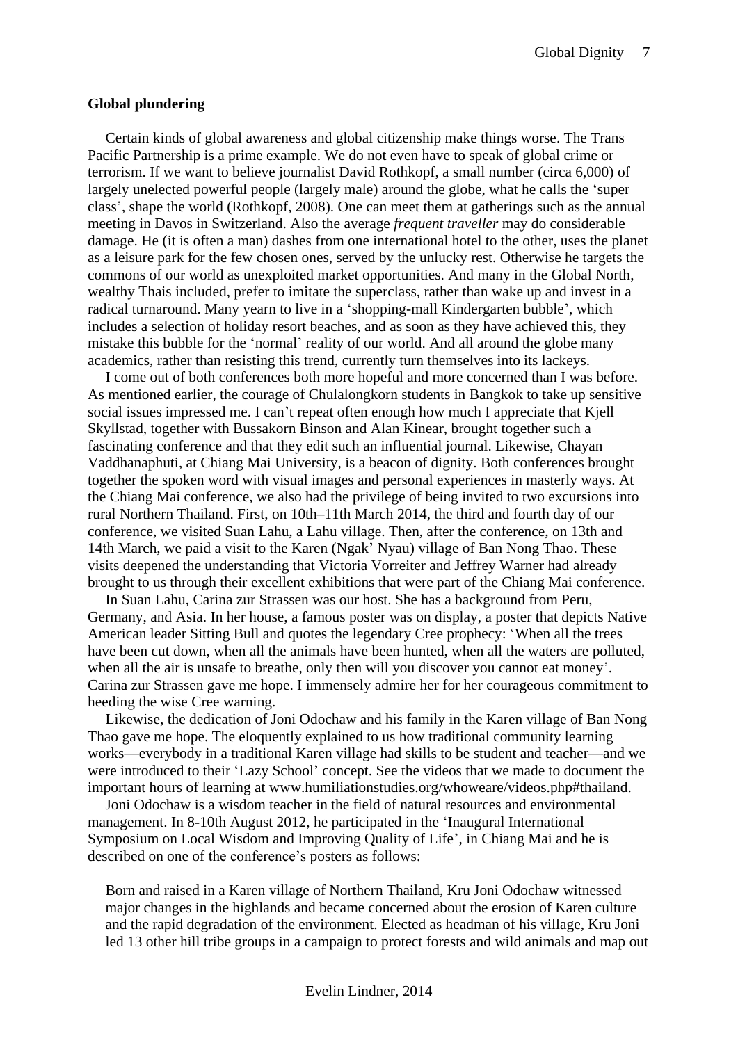**Global plundering**

Certain kinds of global awareness and global citizenship make things worse. The Trans Pacific Partnership is a prime example. We do not even have to speak of global crime or terrorism. If we want to believe journalist David Rothkopf, a small number (circa 6,000) of largely unelected powerful people (largely male) around the globe, what he calls the 'super class', shape the world (Rothkopf, 2008). One can meet them at gatherings such as the annual meeting in Davos in Switzerland. Also the average *frequent traveller* may do considerable damage. He (it is often a man) dashes from one international hotel to the other, uses the planet as a leisure park for the few chosen ones, served by the unlucky rest. Otherwise he targets the commons of our world as unexploited market opportunities. And many in the Global North, wealthy Thais included, prefer to imitate the superclass, rather than wake up and invest in a radical turnaround. Many yearn to live in a 'shopping-mall Kindergarten bubble', which includes a selection of holiday resort beaches, and as soon as they have achieved this, they mistake this bubble for the 'normal' reality of our world. And all around the globe many academics, rather than resisting this trend, currently turn themselves into its lackeys.

I come out of both conferences both more hopeful and more concerned than I was before. As mentioned earlier, the courage of Chulalongkorn students in Bangkok to take up sensitive social issues impressed me. I can't repeat often enough how much I appreciate that Kjell Skyllstad, together with Bussakorn Binson and Alan Kinear, brought together such a fascinating conference and that they edit such an influential journal. Likewise, Chayan Vaddhanaphuti, at Chiang Mai University, is a beacon of dignity. Both conferences brought together the spoken word with visual images and personal experiences in masterly ways. At the Chiang Mai conference, we also had the privilege of being invited to two excursions into rural Northern Thailand. First, on 10th–11th March 2014, the third and fourth day of our conference, we visited Suan Lahu, a Lahu village. Then, after the conference, on 13th and 14th March, we paid a visit to the Karen (Ngak' Nyau) village of Ban Nong Thao. These visits deepened the understanding that Victoria Vorreiter and Jeffrey Warner had already brought to us through their excellent exhibitions that were part of the Chiang Mai conference.

In Suan Lahu, Carina zur Strassen was our host. She has a background from Peru, Germany, and Asia. In her house, a famous poster was on display, a poster that depicts Native American leader Sitting Bull and quotes the legendary Cree prophecy: 'When all the trees have been cut down, when all the animals have been hunted, when all the waters are polluted, when all the air is unsafe to breathe, only then will you discover you cannot eat money'. Carina zur Strassen gave me hope. I immensely admire her for her courageous commitment to heeding the wise Cree warning.

Likewise, the dedication of Joni Odochaw and his family in the Karen village of Ban Nong Thao gave me hope. The eloquently explained to us how traditional community learning works—everybody in a traditional Karen village had skills to be student and teacher—and we were introduced to their 'Lazy School' concept. See the videos that we made to document the important hours of learning at www.humiliationstudies.org/whoweare/videos.php#thailand.

Joni Odochaw is a wisdom teacher in the field of natural resources and environmental management. In 8-10th August 2012, he participated in the 'Inaugural International Symposium on Local Wisdom and Improving Quality of Life', in Chiang Mai and he is described on one of the conference's posters as follows:

> Born and raised in a Karen village of Northern Thailand, Kru Joni Odochaw witnessed major changes in the highlands and became concerned about the erosion of Karen culture and the rapid degradation of the environment. Elected as headman of his village, Kru Joni led 13 other hill tribe groups in a campaign to protect forests and wild animals and map out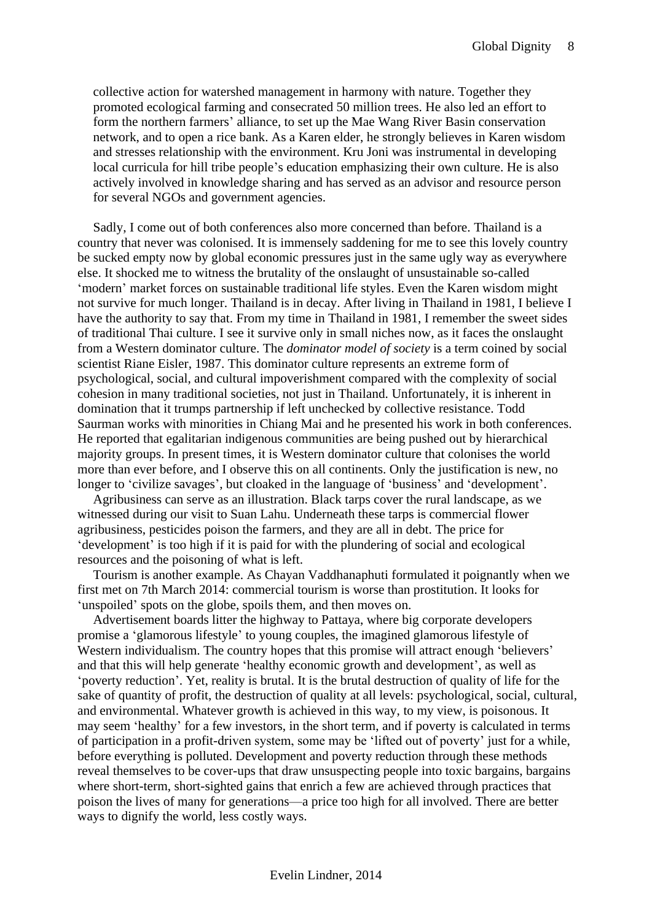collective action for watershed management in harmony with nature. Together they promoted ecological farming and consecrated 50 million trees. He also led an effort to form the northern farmers' alliance, to set up the Mae Wang River Basin conservation network, and to open a rice bank. As a Karen elder, he strongly believes in Karen wisdom and stresses relationship with the environment. Kru Joni was instrumental in developing local curricula for hill tribe people's education emphasizing their own culture. He is also actively involved in knowledge sharing and has served as an advisor and resource person for several NGOs and government agencies.

Sadly, I come out of both conferences also more concerned than before. Thailand is a country that never was colonised. It is immensely saddening for me to see this lovely country be sucked empty now by global economic pressures just in the same ugly way as everywhere else. It shocked me to witness the brutality of the onslaught of unsustainable so-called 'modern' market forces on sustainable traditional life styles. Even the Karen wisdom might not survive for much longer. Thailand is in decay. After living in Thailand in 1981, I believe I have the authority to say that. From my time in Thailand in 1981, I remember the sweet sides of traditional Thai culture. I see it survive only in small niches now, as it faces the onslaught from a Western dominator culture. The *dominator model of society* is a term coined by social scientist Riane Eisler, 1987. This dominator culture represents an extreme form of psychological, social, and cultural impoverishment compared with the complexity of social cohesion in many traditional societies, not just in Thailand. Unfortunately, it is inherent in domination that it trumps partnership if left unchecked by collective resistance. Todd Saurman works with minorities in Chiang Mai and he presented his work in both conferences. He reported that egalitarian indigenous communities are being pushed out by hierarchical majority groups. In present times, it is Western dominator culture that colonises the world more than ever before, and I observe this on all continents. Only the justification is new, no longer to 'civilize savages', but cloaked in the language of 'business' and 'development'.

Agribusiness can serve as an illustration. Black tarps cover the rural landscape, as we witnessed during our visit to Suan Lahu. Underneath these tarps is commercial flower agribusiness, pesticides poison the farmers, and they are all in debt. The price for 'development' is too high if it is paid for with the plundering of social and ecological resources and the poisoning of what is left.

Tourism is another example. As Chayan Vaddhanaphuti formulated it poignantly when we first met on 7th March 2014: commercial tourism is worse than prostitution. It looks for 'unspoiled' spots on the globe, spoils them, and then moves on.

Advertisement boards litter the highway to Pattaya, where big corporate developers promise a 'glamorous lifestyle' to young couples, the imagined glamorous lifestyle of Western individualism. The country hopes that this promise will attract enough 'believers' and that this will help generate 'healthy economic growth and development', as well as 'poverty reduction'. Yet, reality is brutal. It is the brutal destruction of quality of life for the sake of quantity of profit, the destruction of quality at all levels: psychological, social, cultural, and environmental. Whatever growth is achieved in this way, to my view, is poisonous. It may seem 'healthy' for a few investors, in the short term, and if poverty is calculated in terms of participation in a profit-driven system, some may be 'lifted out of poverty' just for a while, before everything is polluted. Development and poverty reduction through these methods reveal themselves to be cover-ups that draw unsuspecting people into toxic bargains, bargains where short-term, short-sighted gains that enrich a few are achieved through practices that poison the lives of many for generations—a price too high for all involved. There are better ways to dignify the world, less costly ways.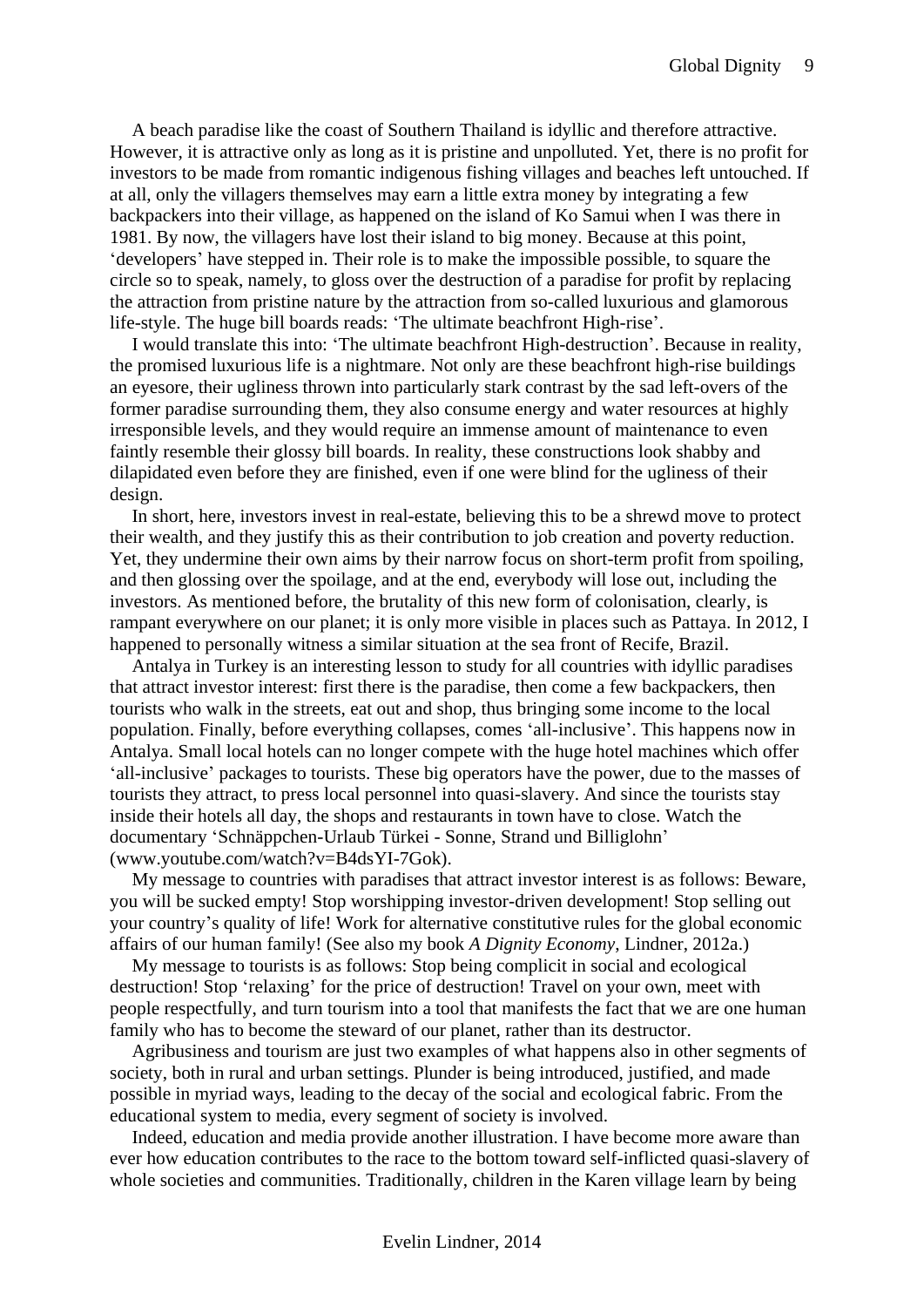A beach paradise like the coast of Southern Thailand is idyllic and therefore attractive. However, it is attractive only as long as it is pristine and unpolluted. Yet, there is no profit for investors to be made from romantic indigenous fishing villages and beaches left untouched. If at all, only the villagers themselves may earn a little extra money by integrating a few backpackers into their village, as happened on the island of Ko Samui when I was there in 1981. By now, the villagers have lost their island to big money. Because at this point, 'developers' have stepped in. Their role is to make the impossible possible, to square the circle so to speak, namely, to gloss over the destruction of a paradise for profit by replacing the attraction from pristine nature by the attraction from so-called luxurious and glamorous life-style. The huge bill boards reads: 'The ultimate beachfront High-rise'.

I would translate this into: 'The ultimate beachfront High-destruction'. Because in reality, the promised luxurious life is a nightmare. Not only are these beachfront high-rise buildings an eyesore, their ugliness thrown into particularly stark contrast by the sad left-overs of the former paradise surrounding them, they also consume energy and water resources at highly irresponsible levels, and they would require an immense amount of maintenance to even faintly resemble their glossy bill boards. In reality, these constructions look shabby and dilapidated even before they are finished, even if one were blind for the ugliness of their design.

In short, here, investors invest in real-estate, believing this to be a shrewd move to protect their wealth, and they justify this as their contribution to job creation and poverty reduction. Yet, they undermine their own aims by their narrow focus on short-term profit from spoiling, and then glossing over the spoilage, and at the end, everybody will lose out, including the investors. As mentioned before, the brutality of this new form of colonisation, clearly, is rampant everywhere on our planet; it is only more visible in places such as Pattaya. In 2012, I happened to personally witness a similar situation at the sea front of Recife, Brazil.

Antalya in Turkey is an interesting lesson to study for all countries with idyllic paradises that attract investor interest: first there is the paradise, then come a few backpackers, then tourists who walk in the streets, eat out and shop, thus bringing some income to the local population. Finally, before everything collapses, comes 'all-inclusive'. This happens now in Antalya. Small local hotels can no longer compete with the huge hotel machines which offer 'all-inclusive' packages to tourists. These big operators have the power, due to the masses of tourists they attract, to press local personnel into quasi-slavery. And since the tourists stay inside their hotels all day, the shops and restaurants in town have to close. Watch the documentary 'Schnäppchen-Urlaub Türkei - Sonne, Strand und Billiglohn' (www.youtube.com/watch?v=B4dsYI-7Gok).

My message to countries with paradises that attract investor interest is as follows: Beware, you will be sucked empty! Stop worshipping investor-driven development! Stop selling out your country's quality of life! Work for alternative constitutive rules for the global economic affairs of our human family! (See also my book *A Dignity Economy*, Lindner, 2012a.)

My message to tourists is as follows: Stop being complicit in social and ecological destruction! Stop 'relaxing' for the price of destruction! Travel on your own, meet with people respectfully, and turn tourism into a tool that manifests the fact that we are one human family who has to become the steward of our planet, rather than its destructor.

Agribusiness and tourism are just two examples of what happens also in other segments of society, both in rural and urban settings. Plunder is being introduced, justified, and made possible in myriad ways, leading to the decay of the social and ecological fabric. From the educational system to media, every segment of society is involved.

Indeed, education and media provide another illustration. I have become more aware than ever how education contributes to the race to the bottom toward self-inflicted quasi-slavery of whole societies and communities. Traditionally, children in the Karen village learn by being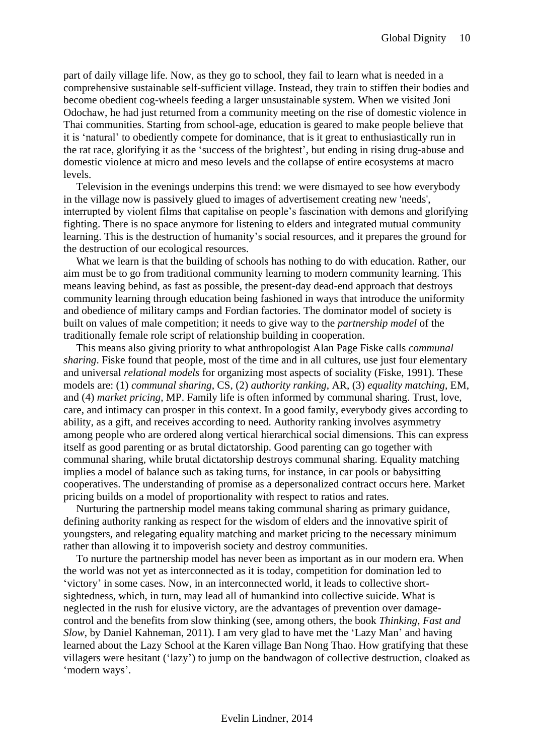part of daily village life. Now, as they go to school, they fail to learn what is needed in a comprehensive sustainable self-sufficient village. Instead, they train to stiffen their bodies and become obedient cog-wheels feeding a larger unsustainable system. When we visited Joni Odochaw, he had just returned from a community meeting on the rise of domestic violence in Thai communities. Starting from school-age, education is geared to make people believe that it is 'natural' to obediently compete for dominance, that is it great to enthusiastically run in the rat race, glorifying it as the 'success of the brightest', but ending in rising drug-abuse and domestic violence at micro and meso levels and the collapse of entire ecosystems at macro levels.

Television in the evenings underpins this trend: we were dismayed to see how everybody in the village now is passively glued to images of advertisement creating new 'needs', interrupted by violent films that capitalise on people's fascination with demons and glorifying fighting. There is no space anymore for listening to elders and integrated mutual community learning. This is the destruction of humanity's social resources, and it prepares the ground for the destruction of our ecological resources.

What we learn is that the building of schools has nothing to do with education. Rather, our aim must be to go from traditional community learning to modern community learning. This means leaving behind, as fast as possible, the present-day dead-end approach that destroys community learning through education being fashioned in ways that introduce the uniformity and obedience of military camps and Fordian factories. The dominator model of society is built on values of male competition; it needs to give way to the *partnership model* of the traditionally female role script of relationship building in cooperation.

This means also giving priority to what anthropologist Alan Page Fiske calls *communal sharing*. Fiske found that people, most of the time and in all cultures, use just four elementary and universal *relational models* for organizing most aspects of sociality (Fiske, 1991). These models are: (1) *communal sharing*, CS, (2) *authority ranking*, AR, (3) *equality matching*, EM, and (4) *market pricing*, MP. Family life is often informed by communal sharing. Trust, love, care, and intimacy can prosper in this context. In a good family, everybody gives according to ability, as a gift, and receives according to need. Authority ranking involves asymmetry among people who are ordered along vertical hierarchical social dimensions. This can express itself as good parenting or as brutal dictatorship. Good parenting can go together with communal sharing, while brutal dictatorship destroys communal sharing. Equality matching implies a model of balance such as taking turns, for instance, in car pools or babysitting cooperatives. The understanding of promise as a depersonalized contract occurs here. Market pricing builds on a model of proportionality with respect to ratios and rates.

Nurturing the partnership model means taking communal sharing as primary guidance, defining authority ranking as respect for the wisdom of elders and the innovative spirit of youngsters, and relegating equality matching and market pricing to the necessary minimum rather than allowing it to impoverish society and destroy communities.

To nurture the partnership model has never been as important as in our modern era. When the world was not yet as interconnected as it is today, competition for domination led to 'victory' in some cases. Now, in an interconnected world, it leads to collective short-sightedness, which, in turn, may lead all of humankind into collective suicide. What is neglected in the rush for elusive victory, are the advantages of prevention over damage-control and the benefits from slow thinking (see, among others, the book *Thinking, Fast and Slow*, by Daniel Kahneman, 2011). I am very glad to have met the 'Lazy Man' and having learned about the Lazy School at the Karen village Ban Nong Thao. How gratifying that these villagers were hesitant ('lazy') to jump on the bandwagon of collective destruction, cloaked as 'modern ways'.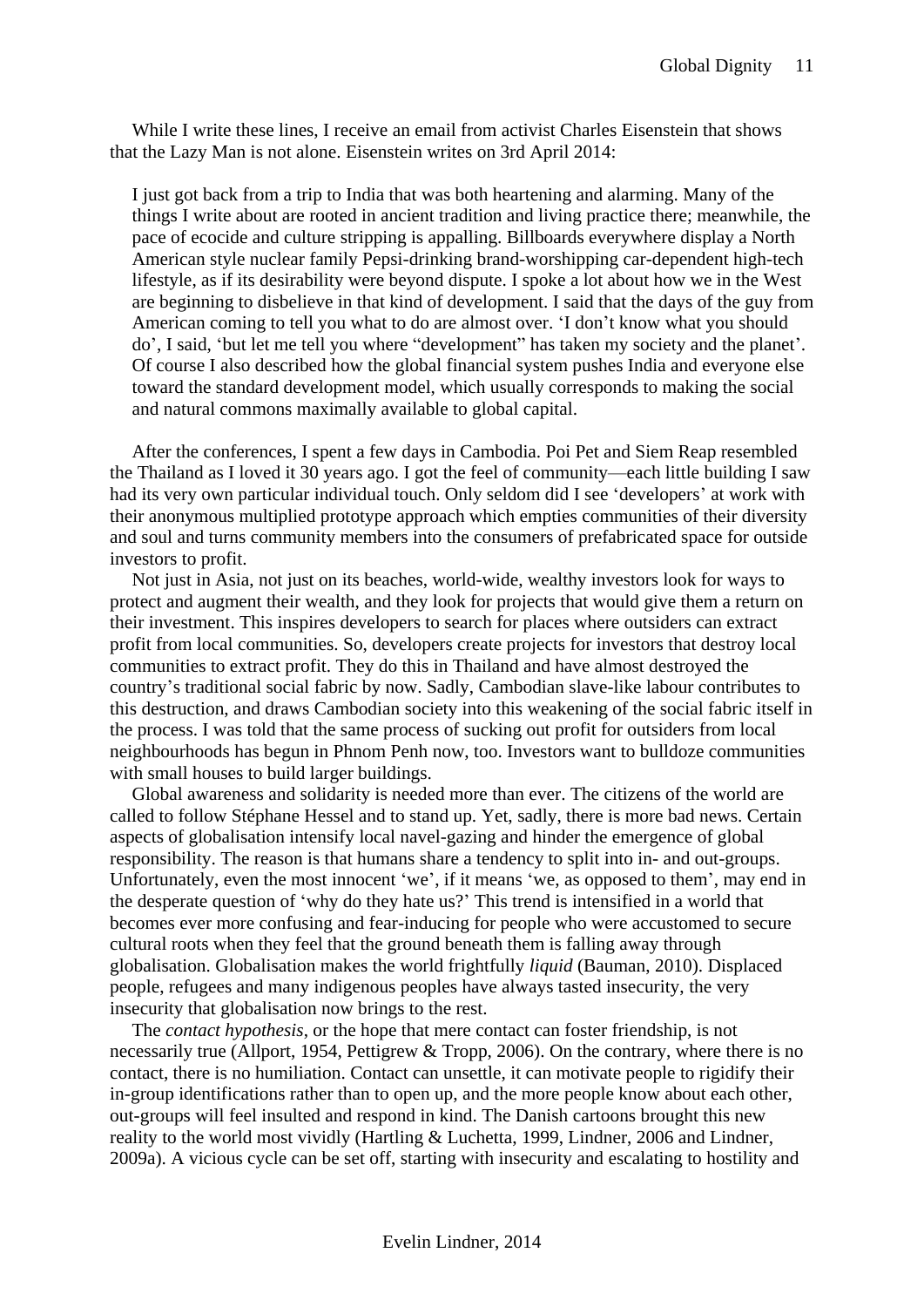While I write these lines, I receive an email from activist Charles Eisenstein that shows that the Lazy Man is not alone. Eisenstein writes on 3rd April 2014:

> I just got back from a trip to India that was both heartening and alarming. Many of the things I write about are rooted in ancient tradition and living practice there; meanwhile, the pace of ecocide and culture stripping is appalling. Billboards everywhere display a North American style nuclear family Pepsi-drinking brand-worshipping car-dependent high-tech lifestyle, as if its desirability were beyond dispute. I spoke a lot about how we in the West are beginning to disbelieve in that kind of development. I said that the days of the guy from American coming to tell you what to do are almost over. 'I don't know what you should do', I said, 'but let me tell you where "development" has taken my society and the planet'. Of course I also described how the global financial system pushes India and everyone else toward the standard development model, which usually corresponds to making the social and natural commons maximally available to global capital.

After the conferences, I spent a few days in Cambodia. Poi Pet and Siem Reap resembled the Thailand as I loved it 30 years ago. I got the feel of community—each little building I saw had its very own particular individual touch. Only seldom did I see 'developers' at work with their anonymous multiplied prototype approach which empties communities of their diversity and soul and turns community members into the consumers of prefabricated space for outside investors to profit.

Not just in Asia, not just on its beaches, world-wide, wealthy investors look for ways to protect and augment their wealth, and they look for projects that would give them a return on their investment. This inspires developers to search for places where outsiders can extract profit from local communities. So, developers create projects for investors that destroy local communities to extract profit. They do this in Thailand and have almost destroyed the country's traditional social fabric by now. Sadly, Cambodian slave-like labour contributes to this destruction, and draws Cambodian society into this weakening of the social fabric itself in the process. I was told that the same process of sucking out profit for outsiders from local neighbourhoods has begun in Phnom Penh now, too. Investors want to bulldoze communities with small houses to build larger buildings.

Global awareness and solidarity is needed more than ever. The citizens of the world are called to follow Stéphane Hessel and to stand up. Yet, sadly, there is more bad news. Certain aspects of globalisation intensify local navel-gazing and hinder the emergence of global responsibility. The reason is that humans share a tendency to split into in- and out-groups. Unfortunately, even the most innocent 'we', if it means 'we, as opposed to them', may end in the desperate question of 'why do they hate us?' This trend is intensified in a world that becomes ever more confusing and fear-inducing for people who were accustomed to secure cultural roots when they feel that the ground beneath them is falling away through globalisation. Globalisation makes the world frightfully *liquid* (Bauman, 2010). Displaced people, refugees and many indigenous peoples have always tasted insecurity, the very insecurity that globalisation now brings to the rest.

The *contact hypothesis*, or the hope that mere contact can foster friendship, is not necessarily true (Allport, 1954, Pettigrew & Tropp, 2006). On the contrary, where there is no contact, there is no humiliation. Contact can unsettle, it can motivate people to rigidify their in-group identifications rather than to open up, and the more people know about each other, out-groups will feel insulted and respond in kind. The Danish cartoons brought this new reality to the world most vividly (Hartling & Luchetta, 1999, Lindner, 2006 and Lindner, 2009a). A vicious cycle can be set off, starting with insecurity and escalating to hostility and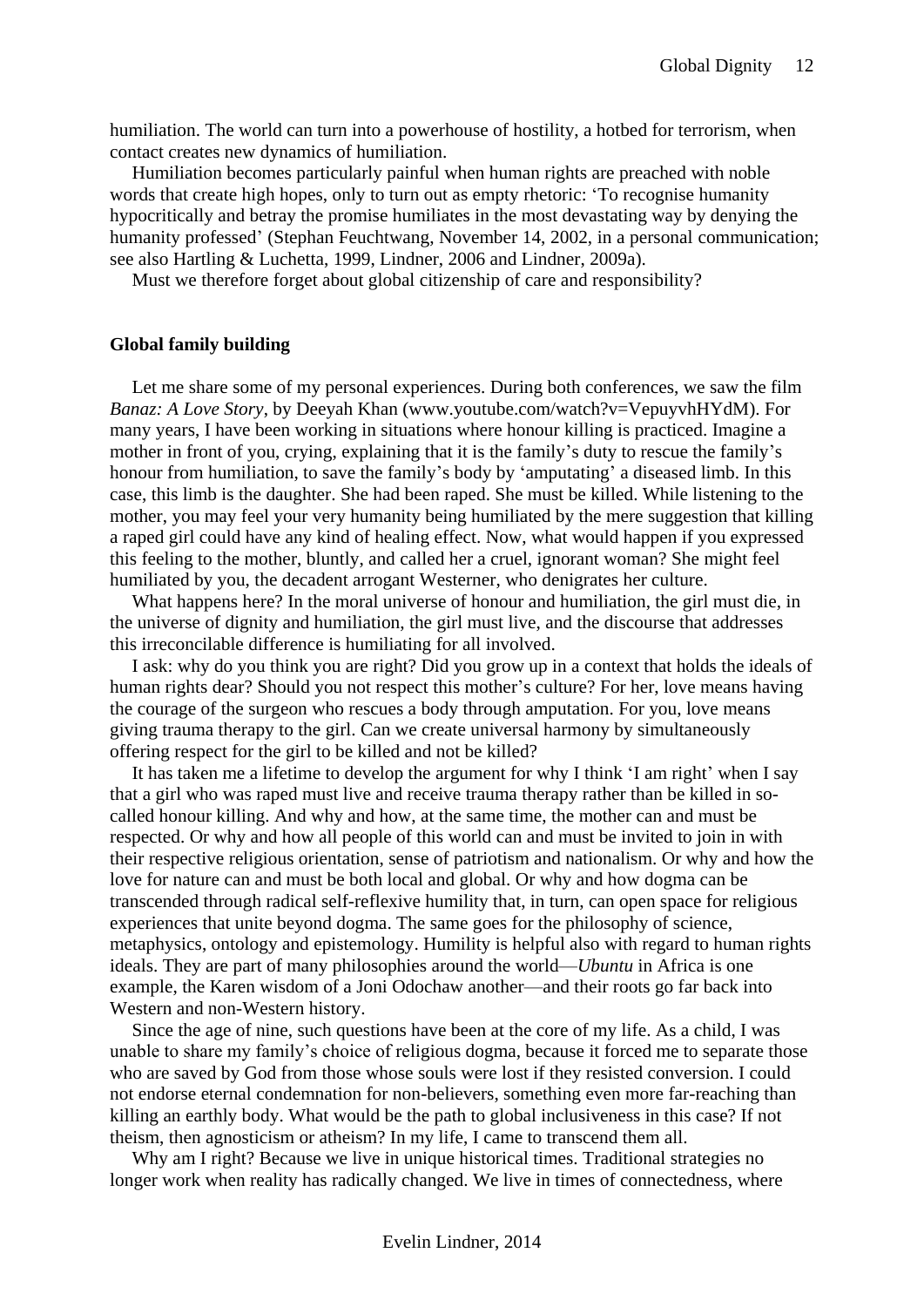humiliation. The world can turn into a powerhouse of hostility, a hotbed for terrorism, when contact creates new dynamics of humiliation.

Humiliation becomes particularly painful when human rights are preached with noble words that create high hopes, only to turn out as empty rhetoric: 'To recognise humanity hypocritically and betray the promise humiliates in the most devastating way by denying the humanity professed' (Stephan Feuchtwang, November 14, 2002, in a personal communication; see also Hartling & Luchetta, 1999, Lindner, 2006 and Lindner, 2009a).

Must we therefore forget about global citizenship of care and responsibility?

### Global family building

Let me share some of my personal experiences. During both conferences, we saw the film *Banaz: A Love Story*, by Deeyah Khan (www.youtube.com/watch?v=VepuyvhHYdM). For many years, I have been working in situations where honour killing is practiced. Imagine a mother in front of you, crying, explaining that it is the family's duty to rescue the family's honour from humiliation, to save the family's body by 'amputating' a diseased limb. In this case, this limb is the daughter. She had been raped. She must be killed. While listening to the mother, you may feel your very humanity being humiliated by the mere suggestion that killing a raped girl could have any kind of healing effect. Now, what would happen if you expressed this feeling to the mother, bluntly, and called her a cruel, ignorant woman? She might feel humiliated by you, the decadent arrogant Westerner, who denigrates her culture.

What happens here? In the moral universe of honour and humiliation, the girl must die, in the universe of dignity and humiliation, the girl must live, and the discourse that addresses this irreconcilable difference is humiliating for all involved.

I ask: why do you think you are right? Did you grow up in a context that holds the ideals of human rights dear? Should you not respect this mother's culture? For her, love means having the courage of the surgeon who rescues a body through amputation. For you, love means giving trauma therapy to the girl. Can we create universal harmony by simultaneously offering respect for the girl to be killed and not be killed?

It has taken me a lifetime to develop the argument for why I think 'I am right' when I say that a girl who was raped must live and receive trauma therapy rather than be killed in so-called honour killing. And why and how, at the same time, the mother can and must be respected. Or why and how all people of this world can and must be invited to join in with their respective religious orientation, sense of patriotism and nationalism. Or why and how the love for nature can and must be both local and global. Or why and how dogma can be transcended through radical self-reflexive humility that, in turn, can open space for religious experiences that unite beyond dogma. The same goes for the philosophy of science, metaphysics, ontology and epistemology. Humility is helpful also with regard to human rights ideals. They are part of many philosophies around the world—*Ubuntu* in Africa is one example, the Karen wisdom of a Joni Odochaw another—and their roots go far back into Western and non-Western history.

Since the age of nine, such questions have been at the core of my life. As a child, I was unable to share my family's choice of religious dogma, because it forced me to separate those who are saved by God from those whose souls were lost if they resisted conversion. I could not endorse eternal condemnation for non-believers, something even more far-reaching than killing an earthly body. What would be the path to global inclusiveness in this case? If not theism, then agnosticism or atheism? In my life, I came to transcend them all.

Why am I right? Because we live in unique historical times. Traditional strategies no longer work when reality has radically changed. We live in times of connectedness, where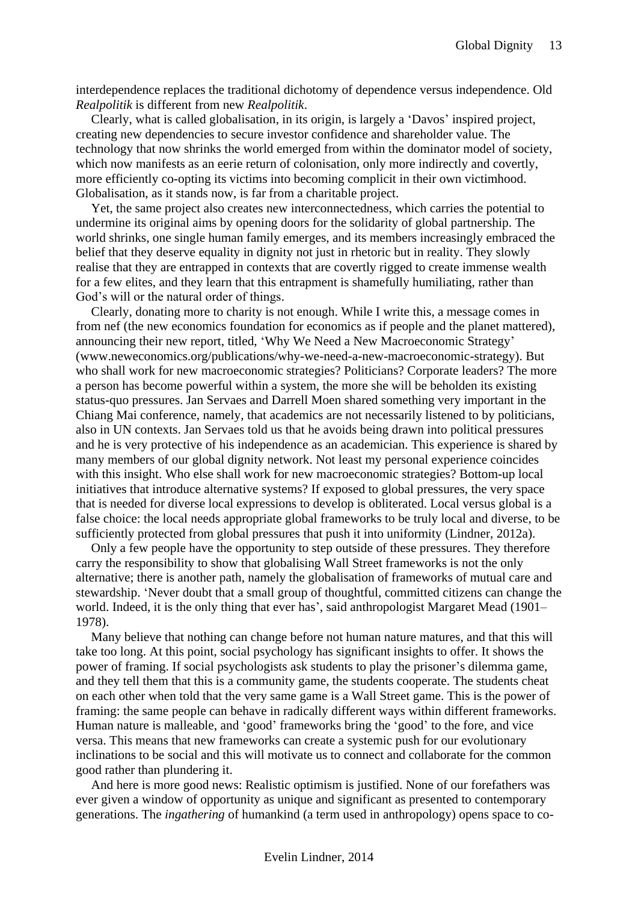interdependence replaces the traditional dichotomy of dependence versus independence. Old *Realpolitik* is different from new *Realpolitik*.

Clearly, what is called globalisation, in its origin, is largely a 'Davos' inspired project, creating new dependencies to secure investor confidence and shareholder value. The technology that now shrinks the world emerged from within the dominator model of society, which now manifests as an eerie return of colonisation, only more indirectly and covertly, more efficiently co-opting its victims into becoming complicit in their own victimhood. Globalisation, as it stands now, is far from a charitable project.

Yet, the same project also creates new interconnectedness, which carries the potential to undermine its original aims by opening doors for the solidarity of global partnership. The world shrinks, one single human family emerges, and its members increasingly embraced the belief that they deserve equality in dignity not just in rhetoric but in reality. They slowly realise that they are entrapped in contexts that are covertly rigged to create immense wealth for a few elites, and they learn that this entrapment is shamefully humiliating, rather than God's will or the natural order of things.

Clearly, donating more to charity is not enough. While I write this, a message comes in from nef (the new economics foundation for economics as if people and the planet mattered), announcing their new report, titled, 'Why We Need a New Macroeconomic Strategy' (www.neweconomics.org/publications/why-we-need-a-new-macroeconomic-strategy). But who shall work for new macroeconomic strategies? Politicians? Corporate leaders? The more a person has become powerful within a system, the more she will be beholden its existing status-quo pressures. Jan Servaes and Darrell Moen shared something very important in the Chiang Mai conference, namely, that academics are not necessarily listened to by politicians, also in UN contexts. Jan Servaes told us that he avoids being drawn into political pressures and he is very protective of his independence as an academician. This experience is shared by many members of our global dignity network. Not least my personal experience coincides with this insight. Who else shall work for new macroeconomic strategies? Bottom-up local initiatives that introduce alternative systems? If exposed to global pressures, the very space that is needed for diverse local expressions to develop is obliterated. Local versus global is a false choice: the local needs appropriate global frameworks to be truly local and diverse, to be sufficiently protected from global pressures that push it into uniformity (Lindner, 2012a).

Only a few people have the opportunity to step outside of these pressures. They therefore carry the responsibility to show that globalising Wall Street frameworks is not the only alternative; there is another path, namely the globalisation of frameworks of mutual care and stewardship. 'Never doubt that a small group of thoughtful, committed citizens can change the world. Indeed, it is the only thing that ever has', said anthropologist Margaret Mead (1901–1978).

Many believe that nothing can change before not human nature matures, and that this will take too long. At this point, social psychology has significant insights to offer. It shows the power of framing. If social psychologists ask students to play the prisoner's dilemma game, and they tell them that this is a community game, the students cooperate. The students cheat on each other when told that the very same game is a Wall Street game. This is the power of framing: the same people can behave in radically different ways within different frameworks. Human nature is malleable, and 'good' frameworks bring the 'good' to the fore, and vice versa. This means that new frameworks can create a systemic push for our evolutionary inclinations to be social and this will motivate us to connect and collaborate for the common good rather than plundering it.

And here is more good news: Realistic optimism is justified. None of our forefathers was ever given a window of opportunity as unique and significant as presented to contemporary generations. The *ingathering* of humankind (a term used in anthropology) opens space to co-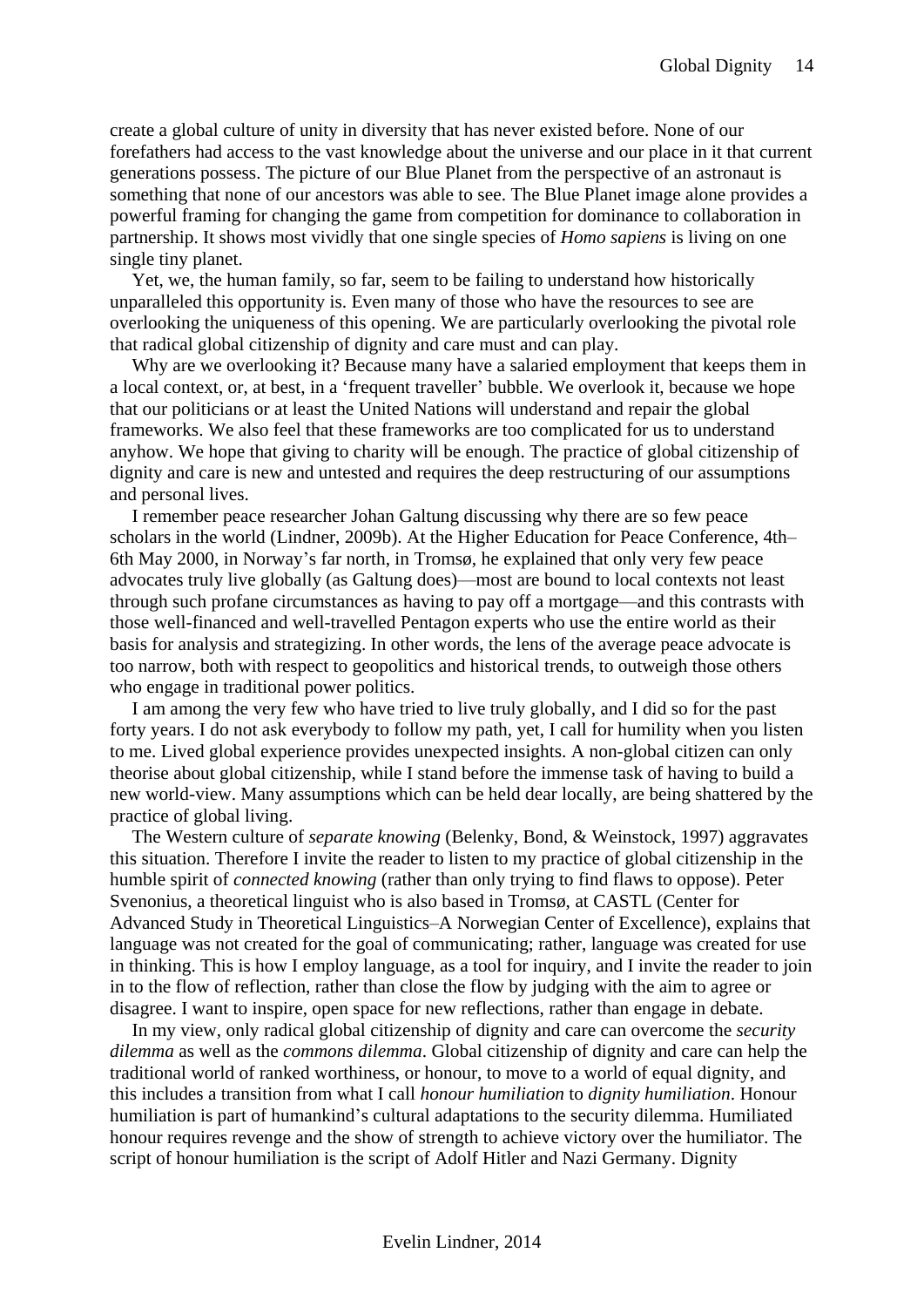create a global culture of unity in diversity that has never existed before. None of our forefathers had access to the vast knowledge about the universe and our place in it that current generations possess. The picture of our Blue Planet from the perspective of an astronaut is something that none of our ancestors was able to see. The Blue Planet image alone provides a powerful framing for changing the game from competition for dominance to collaboration in partnership. It shows most vividly that one single species of *Homo sapiens* is living on one single tiny planet.

Yet, we, the human family, so far, seem to be failing to understand how historically unparalleled this opportunity is. Even many of those who have the resources to see are overlooking the uniqueness of this opening. We are particularly overlooking the pivotal role that radical global citizenship of dignity and care must and can play.

Why are we overlooking it? Because many have a salaried employment that keeps them in a local context, or, at best, in a 'frequent traveller' bubble. We overlook it, because we hope that our politicians or at least the United Nations will understand and repair the global frameworks. We also feel that these frameworks are too complicated for us to understand anyhow. We hope that giving to charity will be enough. The practice of global citizenship of dignity and care is new and untested and requires the deep restructuring of our assumptions and personal lives.

I remember peace researcher Johan Galtung discussing why there are so few peace scholars in the world (Lindner, 2009b). At the Higher Education for Peace Conference, 4th–6th May 2000, in Norway's far north, in Tromsø, he explained that only very few peace advocates truly live globally (as Galtung does)—most are bound to local contexts not least through such profane circumstances as having to pay off a mortgage—and this contrasts with those well-financed and well-travelled Pentagon experts who use the entire world as their basis for analysis and strategizing. In other words, the lens of the average peace advocate is too narrow, both with respect to geopolitics and historical trends, to outweigh those others who engage in traditional power politics.

I am among the very few who have tried to live truly globally, and I did so for the past forty years. I do not ask everybody to follow my path, yet, I call for humility when you listen to me. Lived global experience provides unexpected insights. A non-global citizen can only theorise about global citizenship, while I stand before the immense task of having to build a new world-view. Many assumptions which can be held dear locally, are being shattered by the practice of global living.

The Western culture of *separate knowing* (Belenky, Bond, & Weinstock, 1997) aggravates this situation. Therefore I invite the reader to listen to my practice of global citizenship in the humble spirit of *connected knowing* (rather than only trying to find flaws to oppose). Peter Svenonius, a theoretical linguist who is also based in Tromsø, at CASTL (Center for Advanced Study in Theoretical Linguistics–A Norwegian Center of Excellence), explains that language was not created for the goal of communicating; rather, language was created for use in thinking. This is how I employ language, as a tool for inquiry, and I invite the reader to join in to the flow of reflection, rather than close the flow by judging with the aim to agree or disagree. I want to inspire, open space for new reflections, rather than engage in debate.

In my view, only radical global citizenship of dignity and care can overcome the *security dilemma* as well as the *commons dilemma*. Global citizenship of dignity and care can help the traditional world of ranked worthiness, or honour, to move to a world of equal dignity, and this includes a transition from what I call *honour humiliation* to *dignity humiliation*. Honour humiliation is part of humankind's cultural adaptations to the security dilemma. Humiliated honour requires revenge and the show of strength to achieve victory over the humiliator. The script of honour humiliation is the script of Adolf Hitler and Nazi Germany. Dignity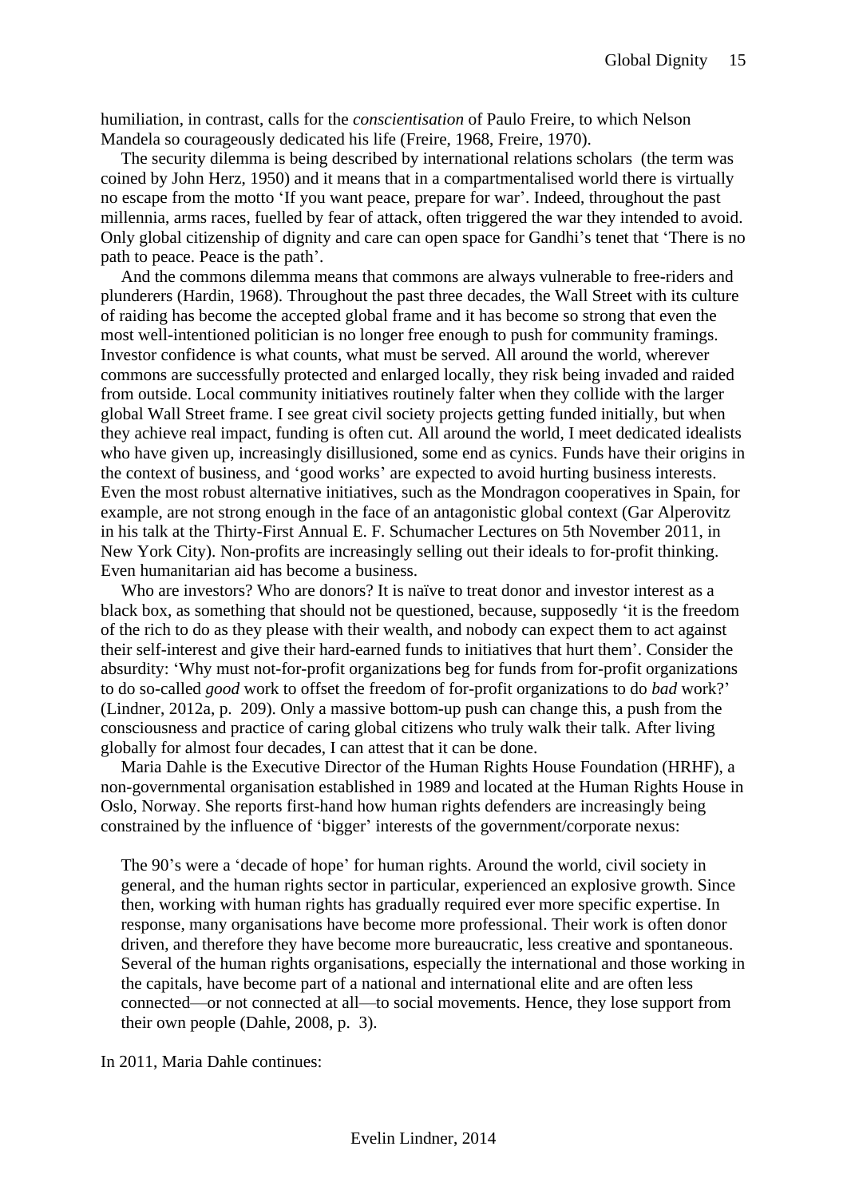humiliation, in contrast, calls for the *conscientisation* of Paulo Freire, to which Nelson Mandela so courageously dedicated his life (Freire, 1968, Freire, 1970).

The security dilemma is being described by international relations scholars (the term was coined by John Herz, 1950) and it means that in a compartmentalised world there is virtually no escape from the motto 'If you want peace, prepare for war'. Indeed, throughout the past millennia, arms races, fuelled by fear of attack, often triggered the war they intended to avoid. Only global citizenship of dignity and care can open space for Gandhi's tenet that 'There is no path to peace. Peace is the path'.

And the commons dilemma means that commons are always vulnerable to free-riders and plunderers (Hardin, 1968). Throughout the past three decades, the Wall Street with its culture of raiding has become the accepted global frame and it has become so strong that even the most well-intentioned politician is no longer free enough to push for community framings. Investor confidence is what counts, what must be served. All around the world, wherever commons are successfully protected and enlarged locally, they risk being invaded and raided from outside. Local community initiatives routinely falter when they collide with the larger global Wall Street frame. I see great civil society projects getting funded initially, but when they achieve real impact, funding is often cut. All around the world, I meet dedicated idealists who have given up, increasingly disillusioned, some end as cynics. Funds have their origins in the context of business, and 'good works' are expected to avoid hurting business interests. Even the most robust alternative initiatives, such as the Mondragon cooperatives in Spain, for example, are not strong enough in the face of an antagonistic global context (Gar Alperovitz in his talk at the Thirty-First Annual E. F. Schumacher Lectures on 5th November 2011, in New York City). Non-profits are increasingly selling out their ideals to for-profit thinking. Even humanitarian aid has become a business.

Who are investors? Who are donors? It is naïve to treat donor and investor interest as a black box, as something that should not be questioned, because, supposedly 'it is the freedom of the rich to do as they please with their wealth, and nobody can expect them to act against their self-interest and give their hard-earned funds to initiatives that hurt them'. Consider the absurdity: 'Why must not-for-profit organizations beg for funds from for-profit organizations to do so-called *good* work to offset the freedom of for-profit organizations to do *bad* work?' (Lindner, 2012a, p. 209). Only a massive bottom-up push can change this, a push from the consciousness and practice of caring global citizens who truly walk their talk. After living globally for almost four decades, I can attest that it can be done.

Maria Dahle is the Executive Director of the Human Rights House Foundation (HRHF), a non-governmental organisation established in 1989 and located at the Human Rights House in Oslo, Norway. She reports first-hand how human rights defenders are increasingly being constrained by the influence of 'bigger' interests of the government/corporate nexus:

> The 90's were a 'decade of hope' for human rights. Around the world, civil society in general, and the human rights sector in particular, experienced an explosive growth. Since then, working with human rights has gradually required ever more specific expertise. In response, many organisations have become more professional. Their work is often donor driven, and therefore they have become more bureaucratic, less creative and spontaneous. Several of the human rights organisations, especially the international and those working in the capitals, have become part of a national and international elite and are often less connected—or not connected at all—to social movements. Hence, they lose support from their own people (Dahle, 2008, p. 3).

In 2011, Maria Dahle continues: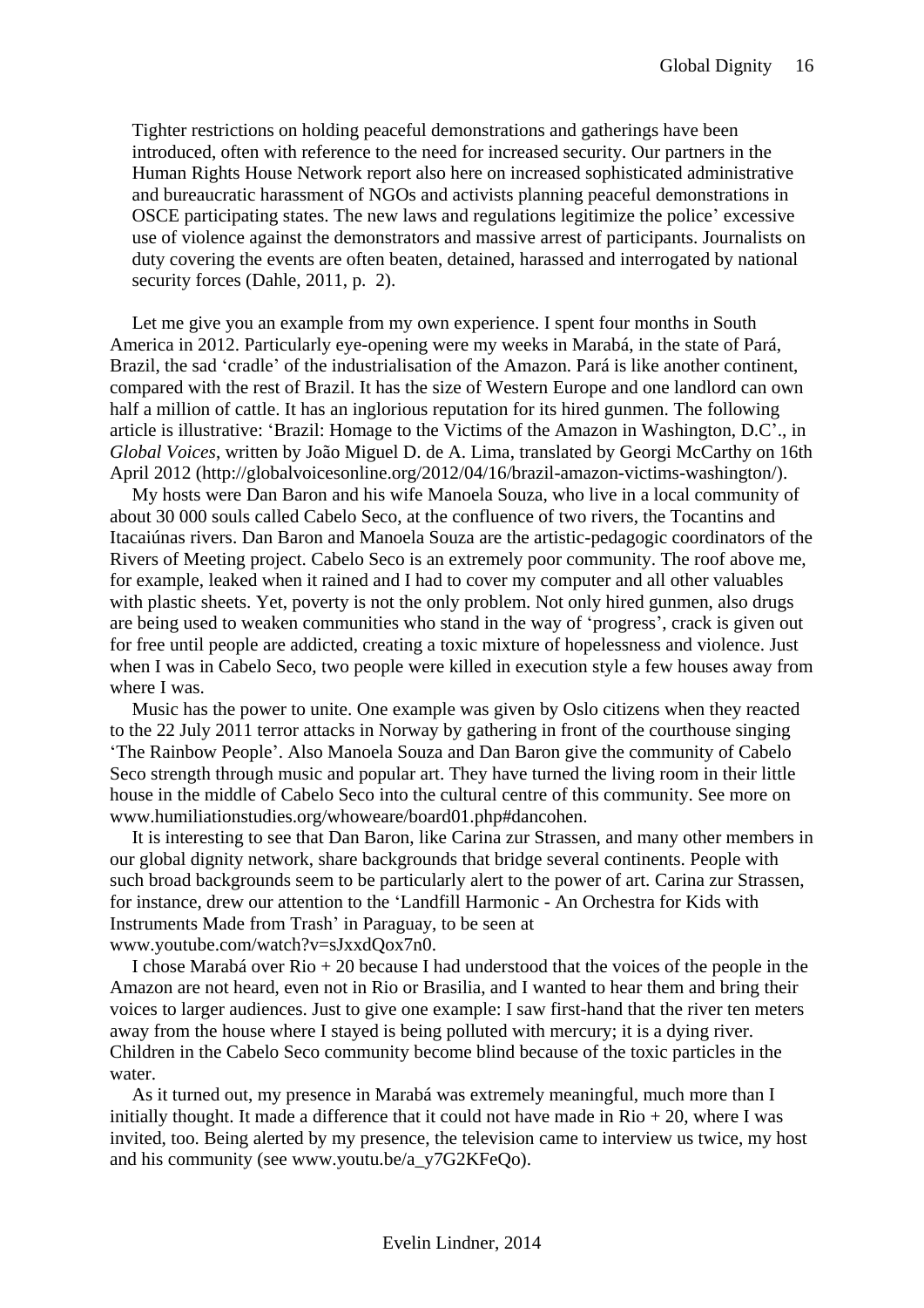> Tighter restrictions on holding peaceful demonstrations and gatherings have been introduced, often with reference to the need for increased security. Our partners in the Human Rights House Network report also here on increased sophisticated administrative and bureaucratic harassment of NGOs and activists planning peaceful demonstrations in OSCE participating states. The new laws and regulations legitimize the police' excessive use of violence against the demonstrators and massive arrest of participants. Journalists on duty covering the events are often beaten, detained, harassed and interrogated by national security forces (Dahle, 2011, p. 2).

Let me give you an example from my own experience. I spent four months in South America in 2012. Particularly eye-opening were my weeks in Marabá, in the state of Pará, Brazil, the sad 'cradle' of the industrialisation of the Amazon. Pará is like another continent, compared with the rest of Brazil. It has the size of Western Europe and one landlord can own half a million of cattle. It has an inglorious reputation for its hired gunmen. The following article is illustrative: 'Brazil: Homage to the Victims of the Amazon in Washington, D.C'., in *Global Voices*, written by João Miguel D. de A. Lima, translated by Georgi McCarthy on 16th April 2012 (http://globalvoicesonline.org/2012/04/16/brazil-amazon-victims-washington/).

My hosts were Dan Baron and his wife Manoela Souza, who live in a local community of about 30 000 souls called Cabelo Seco, at the confluence of two rivers, the Tocantins and Itacaiúnas rivers. Dan Baron and Manoela Souza are the artistic-pedagogic coordinators of the Rivers of Meeting project. Cabelo Seco is an extremely poor community. The roof above me, for example, leaked when it rained and I had to cover my computer and all other valuables with plastic sheets. Yet, poverty is not the only problem. Not only hired gunmen, also drugs are being used to weaken communities who stand in the way of 'progress', crack is given out for free until people are addicted, creating a toxic mixture of hopelessness and violence. Just when I was in Cabelo Seco, two people were killed in execution style a few houses away from where I was.

Music has the power to unite. One example was given by Oslo citizens when they reacted to the 22 July 2011 terror attacks in Norway by gathering in front of the courthouse singing 'The Rainbow People'. Also Manoela Souza and Dan Baron give the community of Cabelo Seco strength through music and popular art. They have turned the living room in their little house in the middle of Cabelo Seco into the cultural centre of this community. See more on www.humiliationstudies.org/whoweare/board01.php#dancohen.

It is interesting to see that Dan Baron, like Carina zur Strassen, and many other members in our global dignity network, share backgrounds that bridge several continents. People with such broad backgrounds seem to be particularly alert to the power of art. Carina zur Strassen, for instance, drew our attention to the 'Landfill Harmonic - An Orchestra for Kids with Instruments Made from Trash' in Paraguay, to be seen at www.youtube.com/watch?v=sJxxdQox7n0.

I chose Marabá over Rio + 20 because I had understood that the voices of the people in the Amazon are not heard, even not in Rio or Brasilia, and I wanted to hear them and bring their voices to larger audiences. Just to give one example: I saw first-hand that the river ten meters away from the house where I stayed is being polluted with mercury; it is a dying river. Children in the Cabelo Seco community become blind because of the toxic particles in the water.

As it turned out, my presence in Marabá was extremely meaningful, much more than I initially thought. It made a difference that it could not have made in Rio + 20, where I was invited, too. Being alerted by my presence, the television came to interview us twice, my host and his community (see www.youtu.be/a_y7G2KFeQo).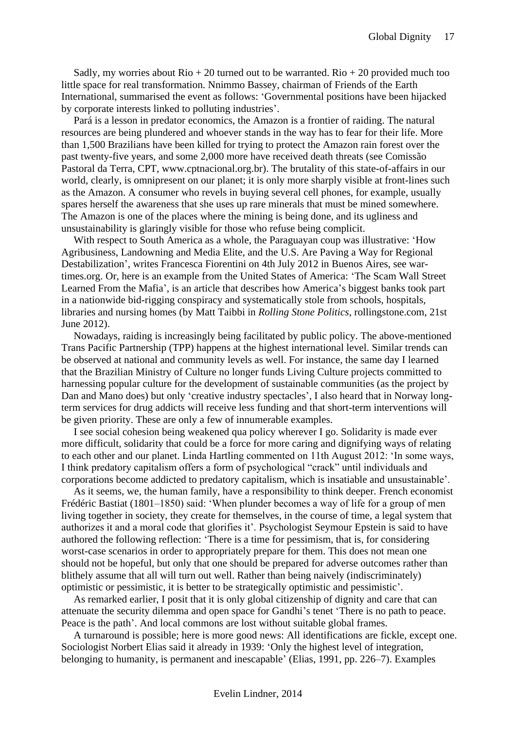Sadly, my worries about Rio + 20 turned out to be warranted. Rio + 20 provided much too little space for real transformation. Nnimmo Bassey, chairman of Friends of the Earth International, summarised the event as follows: 'Governmental positions have been hijacked by corporate interests linked to polluting industries'.

Pará is a lesson in predator economics, the Amazon is a frontier of raiding. The natural resources are being plundered and whoever stands in the way has to fear for their life. More than 1,500 Brazilians have been killed for trying to protect the Amazon rain forest over the past twenty-five years, and some 2,000 more have received death threats (see Comissão Pastoral da Terra, CPT, www.cptnacional.org.br). The brutality of this state-of-affairs in our world, clearly, is omnipresent on our planet; it is only more sharply visible at front-lines such as the Amazon. A consumer who revels in buying several cell phones, for example, usually spares herself the awareness that she uses up rare minerals that must be mined somewhere. The Amazon is one of the places where the mining is being done, and its ugliness and unsustainability is glaringly visible for those who refuse being complicit.

With respect to South America as a whole, the Paraguayan coup was illustrative: 'How Agribusiness, Landowning and Media Elite, and the U.S. Are Paving a Way for Regional Destabilization', writes Francesca Fiorentini on 4th July 2012 in Buenos Aires, see war-times.org. Or, here is an example from the United States of America: 'The Scam Wall Street Learned From the Mafia', is an article that describes how America's biggest banks took part in a nationwide bid-rigging conspiracy and systematically stole from schools, hospitals, libraries and nursing homes (by Matt Taibbi in *Rolling Stone Politics*, rollingstone.com, 21st June 2012).

Nowadays, raiding is increasingly being facilitated by public policy. The above-mentioned Trans Pacific Partnership (TPP) happens at the highest international level. Similar trends can be observed at national and community levels as well. For instance, the same day I learned that the Brazilian Ministry of Culture no longer funds Living Culture projects committed to harnessing popular culture for the development of sustainable communities (as the project by Dan and Mano does) but only 'creative industry spectacles', I also heard that in Norway long-term services for drug addicts will receive less funding and that short-term interventions will be given priority. These are only a few of innumerable examples.

I see social cohesion being weakened qua policy wherever I go. Solidarity is made ever more difficult, solidarity that could be a force for more caring and dignifying ways of relating to each other and our planet. Linda Hartling commented on 11th August 2012: 'In some ways, I think predatory capitalism offers a form of psychological "crack" until individuals and corporations become addicted to predatory capitalism, which is insatiable and unsustainable'.

As it seems, we, the human family, have a responsibility to think deeper. French economist Frédéric Bastiat (1801–1850) said: 'When plunder becomes a way of life for a group of men living together in society, they create for themselves, in the course of time, a legal system that authorizes it and a moral code that glorifies it'. Psychologist Seymour Epstein is said to have authored the following reflection: 'There is a time for pessimism, that is, for considering worst-case scenarios in order to appropriately prepare for them. This does not mean one should not be hopeful, but only that one should be prepared for adverse outcomes rather than blithely assume that all will turn out well. Rather than being naively (indiscriminately) optimistic or pessimistic, it is better to be strategically optimistic and pessimistic'.

As remarked earlier, I posit that it is only global citizenship of dignity and care that can attenuate the security dilemma and open space for Gandhi's tenet 'There is no path to peace. Peace is the path'. And local commons are lost without suitable global frames.

A turnaround is possible; here is more good news: All identifications are fickle, except one. Sociologist Norbert Elias said it already in 1939: 'Only the highest level of integration, belonging to humanity, is permanent and inescapable' (Elias, 1991, pp. 226–7). Examples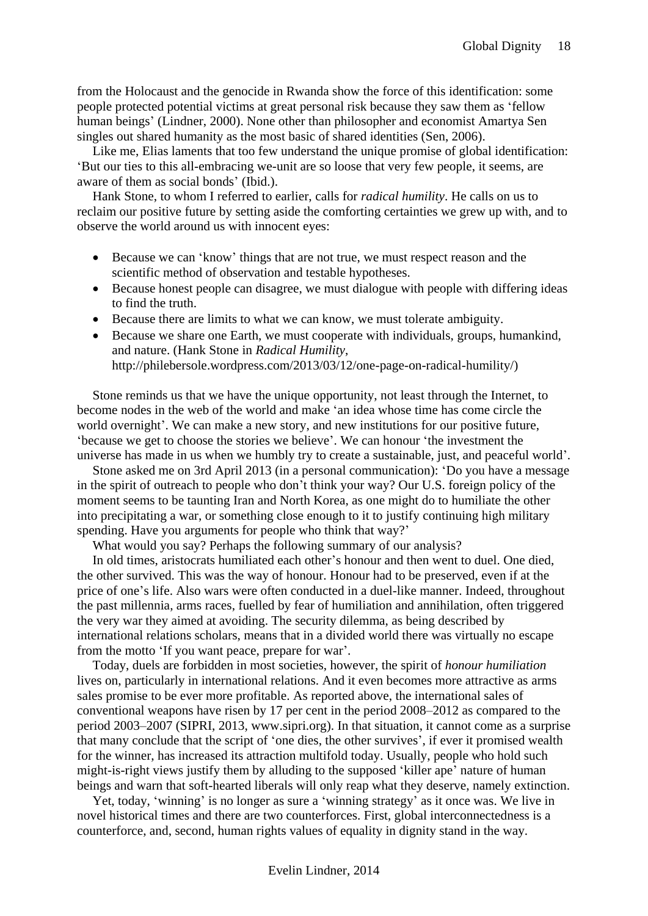from the Holocaust and the genocide in Rwanda show the force of this identification: some people protected potential victims at great personal risk because they saw them as 'fellow human beings' (Lindner, 2000). None other than philosopher and economist Amartya Sen singles out shared humanity as the most basic of shared identities (Sen, 2006).

Like me, Elias laments that too few understand the unique promise of global identification: 'But our ties to this all-embracing we-unit are so loose that very few people, it seems, are aware of them as social bonds' (Ibid.).

Hank Stone, to whom I referred to earlier, calls for *radical humility*. He calls on us to reclaim our positive future by setting aside the comforting certainties we grew up with, and to observe the world around us with innocent eyes:

- Because we can 'know' things that are not true, we must respect reason and the scientific method of observation and testable hypotheses.
- Because honest people can disagree, we must dialogue with people with differing ideas to find the truth.
- Because there are limits to what we can know, we must tolerate ambiguity.
- Because we share one Earth, we must cooperate with individuals, groups, humankind, and nature. (Hank Stone in *Radical Humility*, http://philebersole.wordpress.com/2013/03/12/one-page-on-radical-humility/)

Stone reminds us that we have the unique opportunity, not least through the Internet, to become nodes in the web of the world and make 'an idea whose time has come circle the world overnight'. We can make a new story, and new institutions for our positive future, 'because we get to choose the stories we believe'. We can honour 'the investment the universe has made in us when we humbly try to create a sustainable, just, and peaceful world'.

Stone asked me on 3rd April 2013 (in a personal communication): 'Do you have a message in the spirit of outreach to people who don't think your way? Our U.S. foreign policy of the moment seems to be taunting Iran and North Korea, as one might do to humiliate the other into precipitating a war, or something close enough to it to justify continuing high military spending. Have you arguments for people who think that way?'

What would you say? Perhaps the following summary of our analysis?

In old times, aristocrats humiliated each other's honour and then went to duel. One died, the other survived. This was the way of honour. Honour had to be preserved, even if at the price of one's life. Also wars were often conducted in a duel-like manner. Indeed, throughout the past millennia, arms races, fuelled by fear of humiliation and annihilation, often triggered the very war they aimed at avoiding. The security dilemma, as being described by international relations scholars, means that in a divided world there was virtually no escape from the motto 'If you want peace, prepare for war'.

Today, duels are forbidden in most societies, however, the spirit of *honour humiliation* lives on, particularly in international relations. And it even becomes more attractive as arms sales promise to be ever more profitable. As reported above, the international sales of conventional weapons have risen by 17 per cent in the period 2008–2012 as compared to the period 2003–2007 (SIPRI, 2013, www.sipri.org). In that situation, it cannot come as a surprise that many conclude that the script of 'one dies, the other survives', if ever it promised wealth for the winner, has increased its attraction multifold today. Usually, people who hold such might-is-right views justify them by alluding to the supposed 'killer ape' nature of human beings and warn that soft-hearted liberals will only reap what they deserve, namely extinction.

Yet, today, 'winning' is no longer as sure a 'winning strategy' as it once was. We live in novel historical times and there are two counterforces. First, global interconnectedness is a counterforce, and, second, human rights values of equality in dignity stand in the way.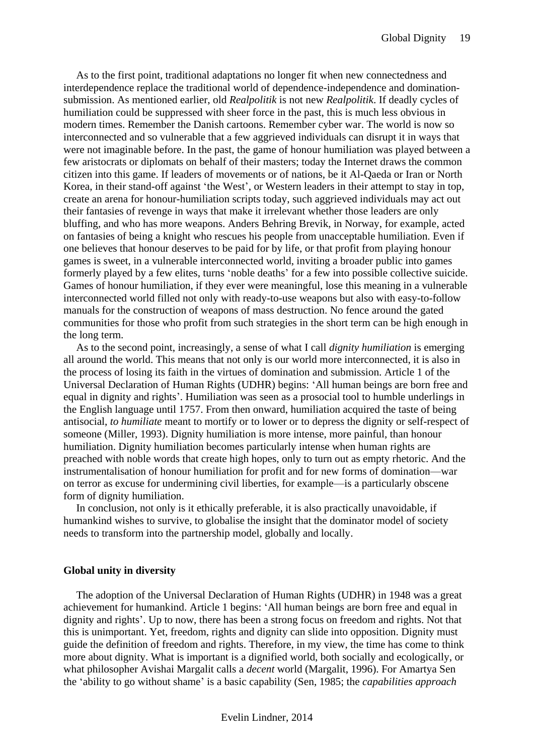As to the first point, traditional adaptations no longer fit when new connectedness and interdependence replace the traditional world of dependence-independence and domination-submission. As mentioned earlier, old *Realpolitik* is not new *Realpolitik*. If deadly cycles of humiliation could be suppressed with sheer force in the past, this is much less obvious in modern times. Remember the Danish cartoons. Remember cyber war. The world is now so interconnected and so vulnerable that a few aggrieved individuals can disrupt it in ways that were not imaginable before. In the past, the game of honour humiliation was played between a few aristocrats or diplomats on behalf of their masters; today the Internet draws the common citizen into this game. If leaders of movements or of nations, be it Al-Qaeda or Iran or North Korea, in their stand-off against 'the West', or Western leaders in their attempt to stay in top, create an arena for honour-humiliation scripts today, such aggrieved individuals may act out their fantasies of revenge in ways that make it irrelevant whether those leaders are only bluffing, and who has more weapons. Anders Behring Brevik, in Norway, for example, acted on fantasies of being a knight who rescues his people from unacceptable humiliation. Even if one believes that honour deserves to be paid for by life, or that profit from playing honour games is sweet, in a vulnerable interconnected world, inviting a broader public into games formerly played by a few elites, turns 'noble deaths' for a few into possible collective suicide. Games of honour humiliation, if they ever were meaningful, lose this meaning in a vulnerable interconnected world filled not only with ready-to-use weapons but also with easy-to-follow manuals for the construction of weapons of mass destruction. No fence around the gated communities for those who profit from such strategies in the short term can be high enough in the long term.

As to the second point, increasingly, a sense of what I call *dignity humiliation* is emerging all around the world. This means that not only is our world more interconnected, it is also in the process of losing its faith in the virtues of domination and submission. Article 1 of the Universal Declaration of Human Rights (UDHR) begins: 'All human beings are born free and equal in dignity and rights'. Humiliation was seen as a prosocial tool to humble underlings in the English language until 1757. From then onward, humiliation acquired the taste of being antisocial, *to humiliate* meant to mortify or to lower or to depress the dignity or self-respect of someone (Miller, 1993). Dignity humiliation is more intense, more painful, than honour humiliation. Dignity humiliation becomes particularly intense when human rights are preached with noble words that create high hopes, only to turn out as empty rhetoric. And the instrumentalisation of honour humiliation for profit and for new forms of domination—war on terror as excuse for undermining civil liberties, for example—is a particularly obscene form of dignity humiliation.

In conclusion, not only is it ethically preferable, it is also practically unavoidable, if humankind wishes to survive, to globalise the insight that the dominator model of society needs to transform into the partnership model, globally and locally.

**Global unity in diversity**

The adoption of the Universal Declaration of Human Rights (UDHR) in 1948 was a great achievement for humankind. Article 1 begins: 'All human beings are born free and equal in dignity and rights'. Up to now, there has been a strong focus on freedom and rights. Not that this is unimportant. Yet, freedom, rights and dignity can slide into opposition. Dignity must guide the definition of freedom and rights. Therefore, in my view, the time has come to think more about dignity. What is important is a dignified world, both socially and ecologically, or what philosopher Avishai Margalit calls a *decent* world (Margalit, 1996). For Amartya Sen the 'ability to go without shame' is a basic capability (Sen, 1985; the *capabilities approach*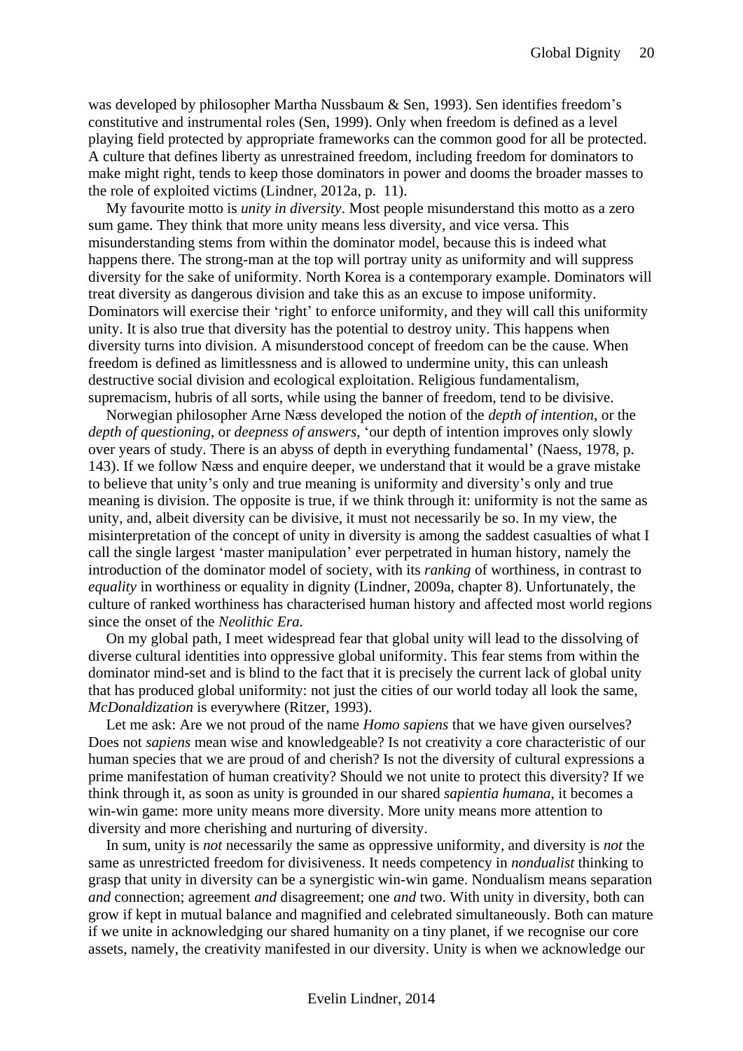was developed by philosopher Martha Nussbaum & Sen, 1993). Sen identifies freedom's constitutive and instrumental roles (Sen, 1999). Only when freedom is defined as a level playing field protected by appropriate frameworks can the common good for all be protected. A culture that defines liberty as unrestrained freedom, including freedom for dominators to make might right, tends to keep those dominators in power and dooms the broader masses to the role of exploited victims (Lindner, 2012a, p. 11).

My favourite motto is *unity in diversity*. Most people misunderstand this motto as a zero sum game. They think that more unity means less diversity, and vice versa. This misunderstanding stems from within the dominator model, because this is indeed what happens there. The strong-man at the top will portray unity as uniformity and will suppress diversity for the sake of uniformity. North Korea is a contemporary example. Dominators will treat diversity as dangerous division and take this as an excuse to impose uniformity. Dominators will exercise their 'right' to enforce uniformity, and they will call this uniformity unity. It is also true that diversity has the potential to destroy unity. This happens when diversity turns into division. A misunderstood concept of freedom can be the cause. When freedom is defined as limitlessness and is allowed to undermine unity, this can unleash destructive social division and ecological exploitation. Religious fundamentalism, supremacism, hubris of all sorts, while using the banner of freedom, tend to be divisive.

Norwegian philosopher Arne Næss developed the notion of the *depth of intention*, or the *depth of questioning*, or *deepness of answers*, 'our depth of intention improves only slowly over years of study. There is an abyss of depth in everything fundamental' (Naess, 1978, p. 143). If we follow Næss and enquire deeper, we understand that it would be a grave mistake to believe that unity's only and true meaning is uniformity and diversity's only and true meaning is division. The opposite is true, if we think through it: uniformity is not the same as unity, and, albeit diversity can be divisive, it must not necessarily be so. In my view, the misinterpretation of the concept of unity in diversity is among the saddest casualties of what I call the single largest 'master manipulation' ever perpetrated in human history, namely the introduction of the dominator model of society, with its *ranking* of worthiness, in contrast to *equality* in worthiness or equality in dignity (Lindner, 2009a, chapter 8). Unfortunately, the culture of ranked worthiness has characterised human history and affected most world regions since the onset of the *Neolithic Era.*

On my global path, I meet widespread fear that global unity will lead to the dissolving of diverse cultural identities into oppressive global uniformity. This fear stems from within the dominator mind-set and is blind to the fact that it is precisely the current lack of global unity that has produced global uniformity: not just the cities of our world today all look the same, *McDonaldization* is everywhere (Ritzer, 1993).

Let me ask: Are we not proud of the name *Homo sapiens* that we have given ourselves? Does not *sapiens* mean wise and knowledgeable? Is not creativity a core characteristic of our human species that we are proud of and cherish? Is not the diversity of cultural expressions a prime manifestation of human creativity? Should we not unite to protect this diversity? If we think through it, as soon as unity is grounded in our shared *sapientia humana*, it becomes a win-win game: more unity means more diversity. More unity means more attention to diversity and more cherishing and nurturing of diversity.

In sum, unity is *not* necessarily the same as oppressive uniformity, and diversity is *not* the same as unrestricted freedom for divisiveness. It needs competency in *nondualist* thinking to grasp that unity in diversity can be a synergistic win-win game. Nondualism means separation *and* connection; agreement *and* disagreement; one *and* two. With unity in diversity, both can grow if kept in mutual balance and magnified and celebrated simultaneously. Both can mature if we unite in acknowledging our shared humanity on a tiny planet, if we recognise our core assets, namely, the creativity manifested in our diversity. Unity is when we acknowledge our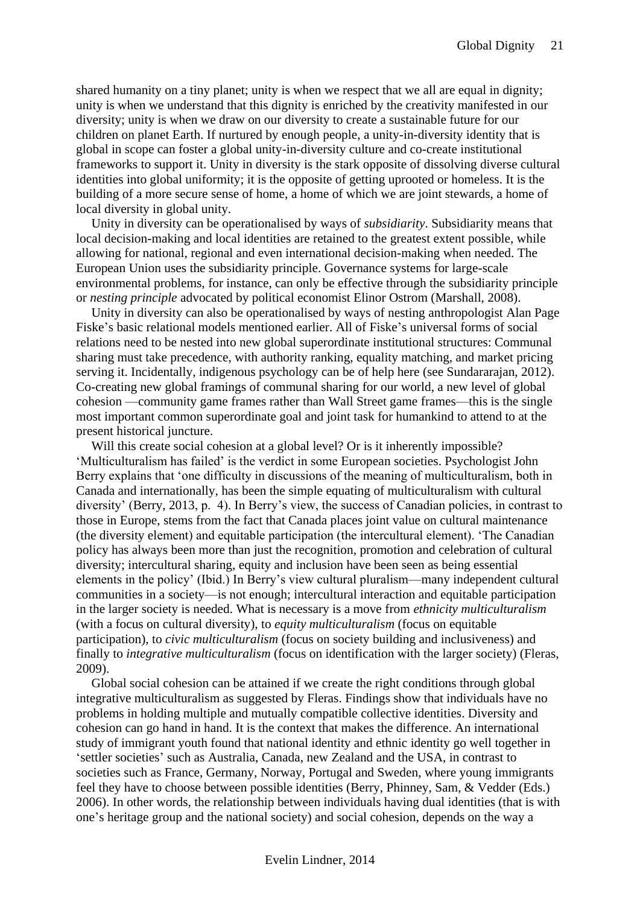shared humanity on a tiny planet; unity is when we respect that we all are equal in dignity; unity is when we understand that this dignity is enriched by the creativity manifested in our diversity; unity is when we draw on our diversity to create a sustainable future for our children on planet Earth. If nurtured by enough people, a unity-in-diversity identity that is global in scope can foster a global unity-in-diversity culture and co-create institutional frameworks to support it. Unity in diversity is the stark opposite of dissolving diverse cultural identities into global uniformity; it is the opposite of getting uprooted or homeless. It is the building of a more secure sense of home, a home of which we are joint stewards, a home of local diversity in global unity.

Unity in diversity can be operationalised by ways of *subsidiarity*. Subsidiarity means that local decision-making and local identities are retained to the greatest extent possible, while allowing for national, regional and even international decision-making when needed. The European Union uses the subsidiarity principle. Governance systems for large-scale environmental problems, for instance, can only be effective through the subsidiarity principle or *nesting principle* advocated by political economist Elinor Ostrom (Marshall, 2008).

Unity in diversity can also be operationalised by ways of nesting anthropologist Alan Page Fiske's basic relational models mentioned earlier. All of Fiske's universal forms of social relations need to be nested into new global superordinate institutional structures: Communal sharing must take precedence, with authority ranking, equality matching, and market pricing serving it. Incidentally, indigenous psychology can be of help here (see Sundararajan, 2012). Co-creating new global framings of communal sharing for our world, a new level of global cohesion —community game frames rather than Wall Street game frames—this is the single most important common superordinate goal and joint task for humankind to attend to at the present historical juncture.

Will this create social cohesion at a global level? Or is it inherently impossible? 'Multiculturalism has failed' is the verdict in some European societies. Psychologist John Berry explains that 'one difficulty in discussions of the meaning of multiculturalism, both in Canada and internationally, has been the simple equating of multiculturalism with cultural diversity' (Berry, 2013, p. 4). In Berry's view, the success of Canadian policies, in contrast to those in Europe, stems from the fact that Canada places joint value on cultural maintenance (the diversity element) and equitable participation (the intercultural element). 'The Canadian policy has always been more than just the recognition, promotion and celebration of cultural diversity; intercultural sharing, equity and inclusion have been seen as being essential elements in the policy' (Ibid.) In Berry's view cultural pluralism—many independent cultural communities in a society—is not enough; intercultural interaction and equitable participation in the larger society is needed. What is necessary is a move from *ethnicity multiculturalism* (with a focus on cultural diversity), to *equity multiculturalism* (focus on equitable participation), to *civic multiculturalism* (focus on society building and inclusiveness) and finally to *integrative multiculturalism* (focus on identification with the larger society) (Fleras, 2009).

Global social cohesion can be attained if we create the right conditions through global integrative multiculturalism as suggested by Fleras. Findings show that individuals have no problems in holding multiple and mutually compatible collective identities. Diversity and cohesion can go hand in hand. It is the context that makes the difference. An international study of immigrant youth found that national identity and ethnic identity go well together in 'settler societies' such as Australia, Canada, new Zealand and the USA, in contrast to societies such as France, Germany, Norway, Portugal and Sweden, where young immigrants feel they have to choose between possible identities (Berry, Phinney, Sam, & Vedder (Eds.) 2006). In other words, the relationship between individuals having dual identities (that is with one's heritage group and the national society) and social cohesion, depends on the way a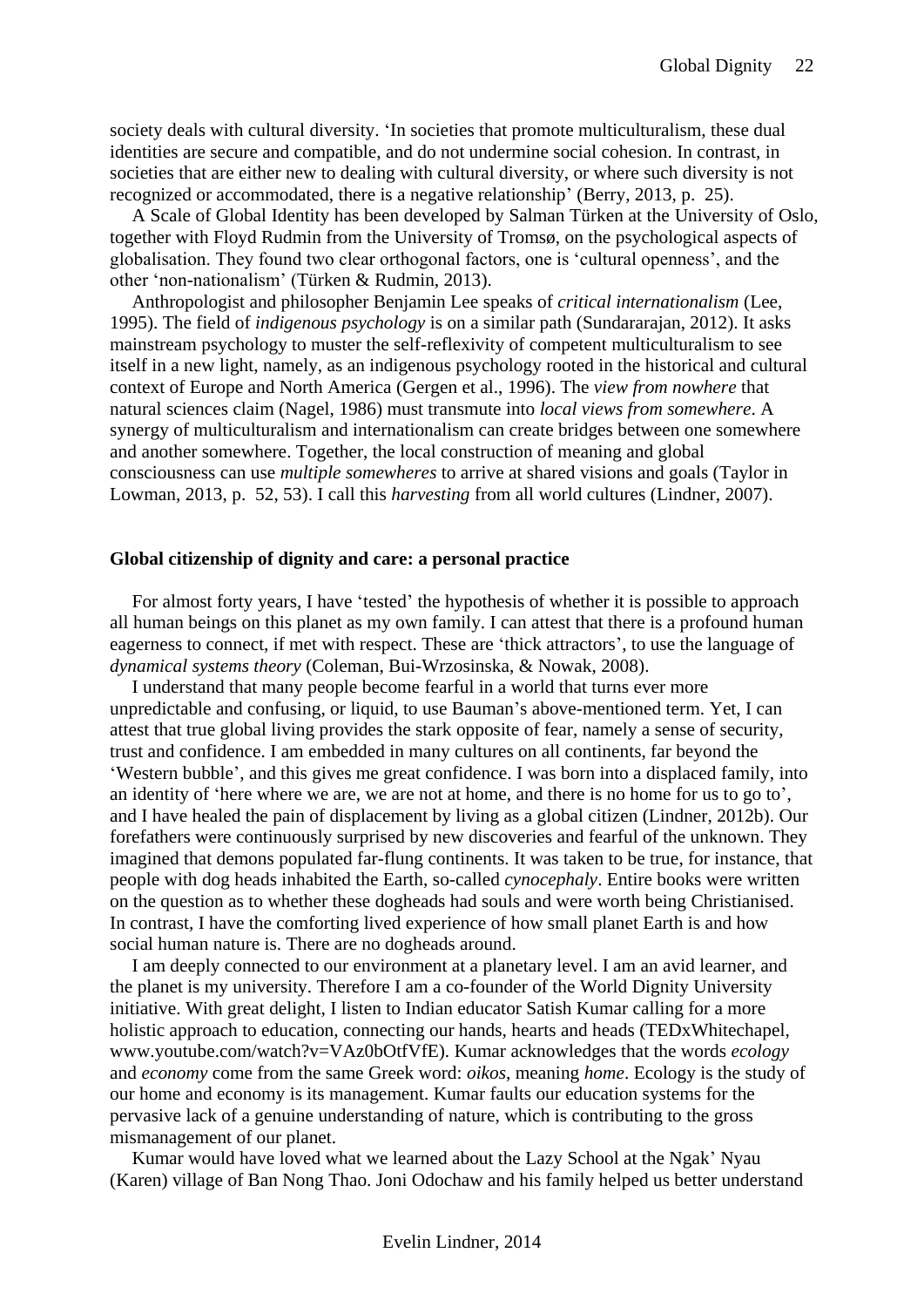society deals with cultural diversity. 'In societies that promote multiculturalism, these dual identities are secure and compatible, and do not undermine social cohesion. In contrast, in societies that are either new to dealing with cultural diversity, or where such diversity is not recognized or accommodated, there is a negative relationship' (Berry, 2013, p. 25).

A Scale of Global Identity has been developed by Salman Türken at the University of Oslo, together with Floyd Rudmin from the University of Tromsø, on the psychological aspects of globalisation. They found two clear orthogonal factors, one is 'cultural openness', and the other 'non-nationalism' (Türken & Rudmin, 2013).

Anthropologist and philosopher Benjamin Lee speaks of *critical internationalism* (Lee, 1995). The field of *indigenous psychology* is on a similar path (Sundararajan, 2012). It asks mainstream psychology to muster the self-reflexivity of competent multiculturalism to see itself in a new light, namely, as an indigenous psychology rooted in the historical and cultural context of Europe and North America (Gergen et al., 1996). The *view from nowhere* that natural sciences claim (Nagel, 1986) must transmute into *local views from somewhere*. A synergy of multiculturalism and internationalism can create bridges between one somewhere and another somewhere. Together, the local construction of meaning and global consciousness can use *multiple somewheres* to arrive at shared visions and goals (Taylor in Lowman, 2013, p. 52, 53). I call this *harvesting* from all world cultures (Lindner, 2007).

**Global citizenship of dignity and care: a personal practice**

For almost forty years, I have 'tested' the hypothesis of whether it is possible to approach all human beings on this planet as my own family. I can attest that there is a profound human eagerness to connect, if met with respect. These are 'thick attractors', to use the language of *dynamical systems theory* (Coleman, Bui-Wrzosinska, & Nowak, 2008).

I understand that many people become fearful in a world that turns ever more unpredictable and confusing, or liquid, to use Bauman's above-mentioned term. Yet, I can attest that true global living provides the stark opposite of fear, namely a sense of security, trust and confidence. I am embedded in many cultures on all continents, far beyond the 'Western bubble', and this gives me great confidence. I was born into a displaced family, into an identity of 'here where we are, we are not at home, and there is no home for us to go to', and I have healed the pain of displacement by living as a global citizen (Lindner, 2012b). Our forefathers were continuously surprised by new discoveries and fearful of the unknown. They imagined that demons populated far-flung continents. It was taken to be true, for instance, that people with dog heads inhabited the Earth, so-called *cynocephaly*. Entire books were written on the question as to whether these dogheads had souls and were worth being Christianised. In contrast, I have the comforting lived experience of how small planet Earth is and how social human nature is. There are no dogheads around.

I am deeply connected to our environment at a planetary level. I am an avid learner, and the planet is my university. Therefore I am a co-founder of the World Dignity University initiative. With great delight, I listen to Indian educator Satish Kumar calling for a more holistic approach to education, connecting our hands, hearts and heads (TEDxWhitechapel, www.youtube.com/watch?v=VAz0bOtfVfE). Kumar acknowledges that the words *ecology* and *economy* come from the same Greek word: *oikos*, meaning *home*. Ecology is the study of our home and economy is its management. Kumar faults our education systems for the pervasive lack of a genuine understanding of nature, which is contributing to the gross mismanagement of our planet.

Kumar would have loved what we learned about the Lazy School at the Ngak' Nyau (Karen) village of Ban Nong Thao. Joni Odochaw and his family helped us better understand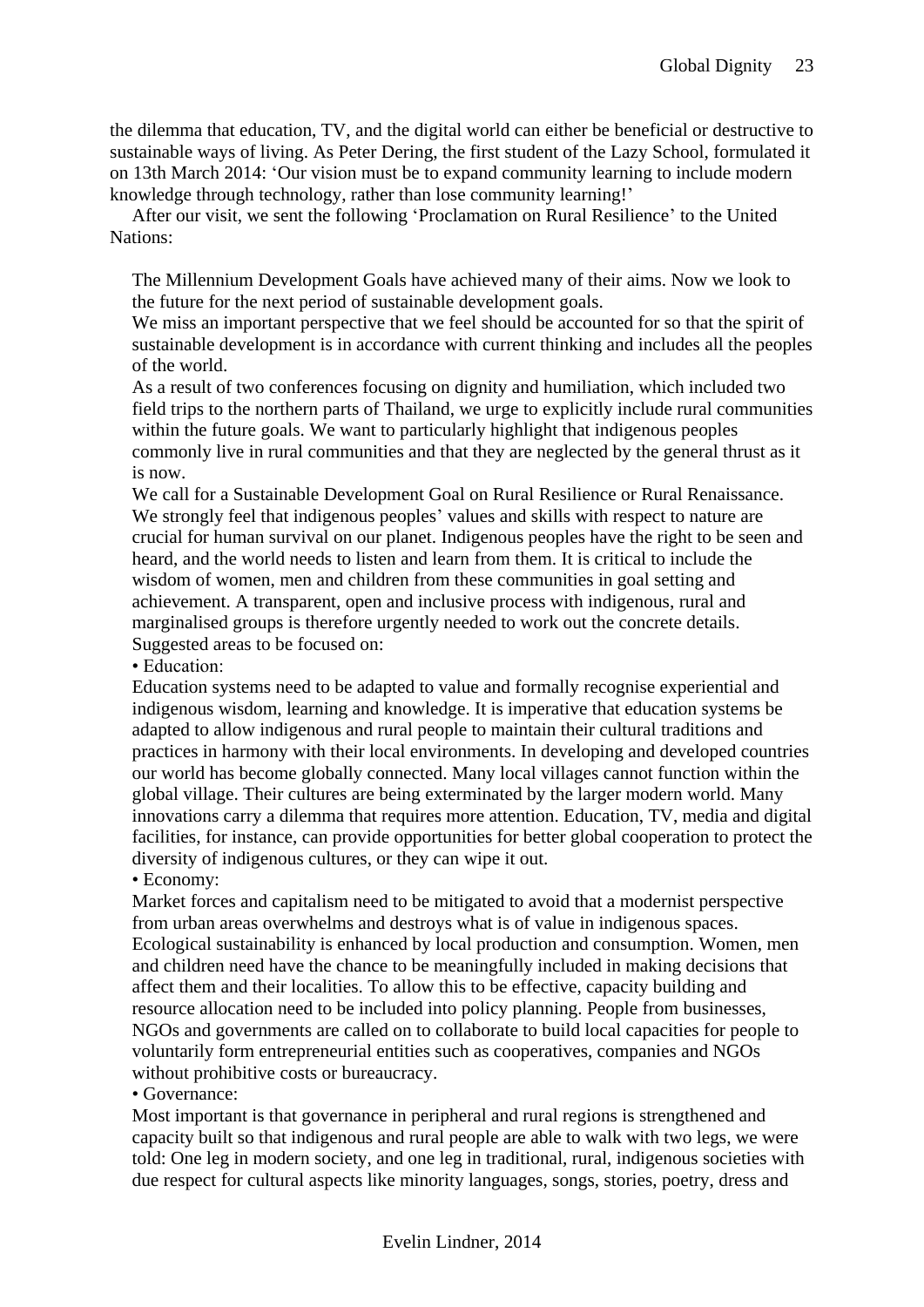the dilemma that education, TV, and the digital world can either be beneficial or destructive to sustainable ways of living. As Peter Dering, the first student of the Lazy School, formulated it on 13th March 2014: 'Our vision must be to expand community learning to include modern knowledge through technology, rather than lose community learning!'

After our visit, we sent the following 'Proclamation on Rural Resilience' to the United Nations:

> The Millennium Development Goals have achieved many of their aims. Now we look to the future for the next period of sustainable development goals.
>
> We miss an important perspective that we feel should be accounted for so that the spirit of sustainable development is in accordance with current thinking and includes all the peoples of the world.
>
> As a result of two conferences focusing on dignity and humiliation, which included two field trips to the northern parts of Thailand, we urge to explicitly include rural communities within the future goals. We want to particularly highlight that indigenous peoples commonly live in rural communities and that they are neglected by the general thrust as it is now.
>
> We call for a Sustainable Development Goal on Rural Resilience or Rural Renaissance. We strongly feel that indigenous peoples' values and skills with respect to nature are crucial for human survival on our planet. Indigenous peoples have the right to be seen and heard, and the world needs to listen and learn from them. It is critical to include the wisdom of women, men and children from these communities in goal setting and achievement. A transparent, open and inclusive process with indigenous, rural and marginalised groups is therefore urgently needed to work out the concrete details.
>
> Suggested areas to be focused on:
>
> • Education:
>
> Education systems need to be adapted to value and formally recognise experiential and indigenous wisdom, learning and knowledge. It is imperative that education systems be adapted to allow indigenous and rural people to maintain their cultural traditions and practices in harmony with their local environments. In developing and developed countries our world has become globally connected. Many local villages cannot function within the global village. Their cultures are being exterminated by the larger modern world. Many innovations carry a dilemma that requires more attention. Education, TV, media and digital facilities, for instance, can provide opportunities for better global cooperation to protect the diversity of indigenous cultures, or they can wipe it out.
>
> • Economy:
>
> Market forces and capitalism need to be mitigated to avoid that a modernist perspective from urban areas overwhelms and destroys what is of value in indigenous spaces. Ecological sustainability is enhanced by local production and consumption. Women, men and children need have the chance to be meaningfully included in making decisions that affect them and their localities. To allow this to be effective, capacity building and resource allocation need to be included into policy planning. People from businesses, NGOs and governments are called on to collaborate to build local capacities for people to voluntarily form entrepreneurial entities such as cooperatives, companies and NGOs without prohibitive costs or bureaucracy.
>
> • Governance:
>
> Most important is that governance in peripheral and rural regions is strengthened and capacity built so that indigenous and rural people are able to walk with two legs, we were told: One leg in modern society, and one leg in traditional, rural, indigenous societies with due respect for cultural aspects like minority languages, songs, stories, poetry, dress and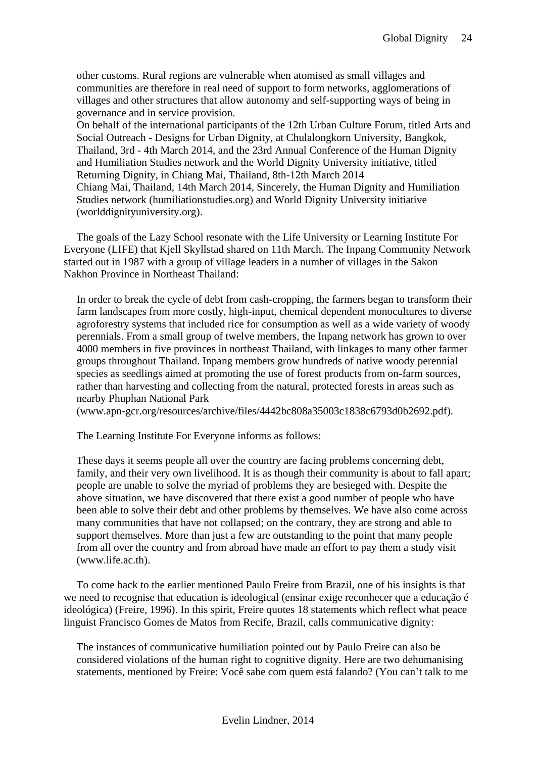> other customs. Rural regions are vulnerable when atomised as small villages and communities are therefore in real need of support to form networks, agglomerations of villages and other structures that allow autonomy and self-supporting ways of being in governance and in service provision.
>
> On behalf of the international participants of the 12th Urban Culture Forum, titled Arts and Social Outreach - Designs for Urban Dignity, at Chulalongkorn University, Bangkok, Thailand, 3rd - 4th March 2014, and the 23rd Annual Conference of the Human Dignity and Humiliation Studies network and the World Dignity University initiative, titled Returning Dignity, in Chiang Mai, Thailand, 8th-12th March 2014
>
> Chiang Mai, Thailand, 14th March 2014, Sincerely, the Human Dignity and Humiliation Studies network (humiliationstudies.org) and World Dignity University initiative (worlddignityuniversity.org).

The goals of the Lazy School resonate with the Life University or Learning Institute For Everyone (LIFE) that Kjell Skyllstad shared on 11th March. The Inpang Community Network started out in 1987 with a group of village leaders in a number of villages in the Sakon Nakhon Province in Northeast Thailand:

> In order to break the cycle of debt from cash-cropping, the farmers began to transform their farm landscapes from more costly, high-input, chemical dependent monocultures to diverse agroforestry systems that included rice for consumption as well as a wide variety of woody perennials. From a small group of twelve members, the Inpang network has grown to over 4000 members in five provinces in northeast Thailand, with linkages to many other farmer groups throughout Thailand. Inpang members grow hundreds of native woody perennial species as seedlings aimed at promoting the use of forest products from on-farm sources, rather than harvesting and collecting from the natural, protected forests in areas such as nearby Phuphan National Park (www.apn-gcr.org/resources/archive/files/4442bc808a35003c1838c6793d0b2692.pdf).
>
> The Learning Institute For Everyone informs as follows:
>
> These days it seems people all over the country are facing problems concerning debt, family, and their very own livelihood. It is as though their community is about to fall apart; people are unable to solve the myriad of problems they are besieged with. Despite the above situation, we have discovered that there exist a good number of people who have been able to solve their debt and other problems by themselves. We have also come across many communities that have not collapsed; on the contrary, they are strong and able to support themselves. More than just a few are outstanding to the point that many people from all over the country and from abroad have made an effort to pay them a study visit (www.life.ac.th).

To come back to the earlier mentioned Paulo Freire from Brazil, one of his insights is that we need to recognise that education is ideological (ensinar exige reconhecer que a educação é ideológica) (Freire, 1996). In this spirit, Freire quotes 18 statements which reflect what peace linguist Francisco Gomes de Matos from Recife, Brazil, calls communicative dignity:

> The instances of communicative humiliation pointed out by Paulo Freire can also be considered violations of the human right to cognitive dignity. Here are two dehumanising statements, mentioned by Freire: Você sabe com quem está falando? (You can't talk to me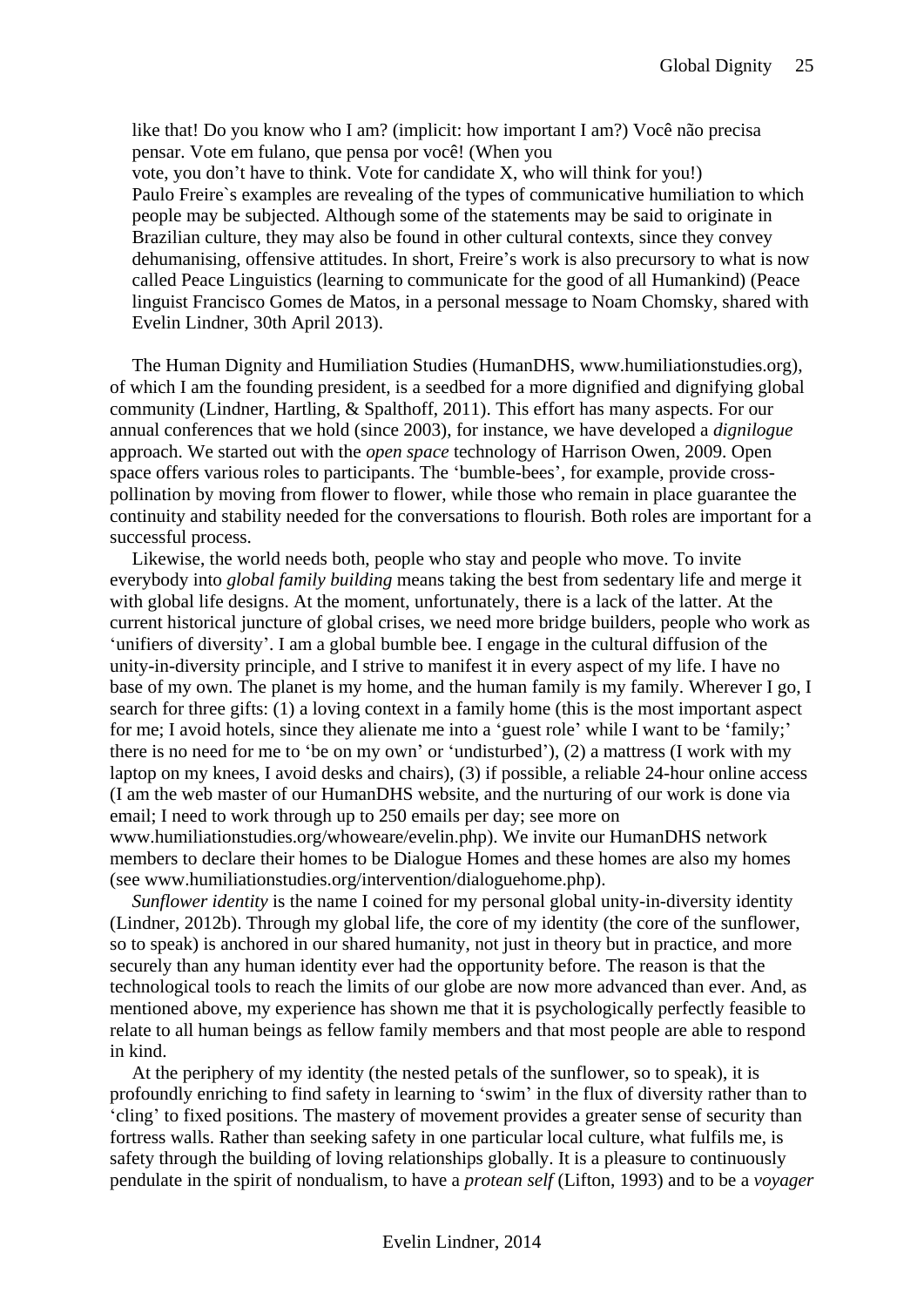like that! Do you know who I am? (implicit: how important I am?) Você não precisa pensar. Vote em fulano, que pensa por você! (When you vote, you don't have to think. Vote for candidate X, who will think for you!)
Paulo Freire`s examples are revealing of the types of communicative humiliation to which people may be subjected. Although some of the statements may be said to originate in Brazilian culture, they may also be found in other cultural contexts, since they convey dehumanising, offensive attitudes. In short, Freire's work is also precursory to what is now called Peace Linguistics (learning to communicate for the good of all Humankind) (Peace linguist Francisco Gomes de Matos, in a personal message to Noam Chomsky, shared with Evelin Lindner, 30th April 2013).

The Human Dignity and Humiliation Studies (HumanDHS, www.humiliationstudies.org), of which I am the founding president, is a seedbed for a more dignified and dignifying global community (Lindner, Hartling, & Spalthoff, 2011). This effort has many aspects. For our annual conferences that we hold (since 2003), for instance, we have developed a *dignilogue* approach. We started out with the *open space* technology of Harrison Owen, 2009. Open space offers various roles to participants. The 'bumble-bees', for example, provide cross-pollination by moving from flower to flower, while those who remain in place guarantee the continuity and stability needed for the conversations to flourish. Both roles are important for a successful process.

Likewise, the world needs both, people who stay and people who move. To invite everybody into *global family building* means taking the best from sedentary life and merge it with global life designs. At the moment, unfortunately, there is a lack of the latter. At the current historical juncture of global crises, we need more bridge builders, people who work as 'unifiers of diversity'. I am a global bumble bee. I engage in the cultural diffusion of the unity-in-diversity principle, and I strive to manifest it in every aspect of my life. I have no base of my own. The planet is my home, and the human family is my family. Wherever I go, I search for three gifts: (1) a loving context in a family home (this is the most important aspect for me; I avoid hotels, since they alienate me into a 'guest role' while I want to be 'family;' there is no need for me to 'be on my own' or 'undisturbed'), (2) a mattress (I work with my laptop on my knees, I avoid desks and chairs), (3) if possible, a reliable 24-hour online access (I am the web master of our HumanDHS website, and the nurturing of our work is done via email; I need to work through up to 250 emails per day; see more on www.humiliationstudies.org/whoweare/evelin.php). We invite our HumanDHS network members to declare their homes to be Dialogue Homes and these homes are also my homes (see www.humiliationstudies.org/intervention/dialoguehome.php).

*Sunflower identity* is the name I coined for my personal global unity-in-diversity identity (Lindner, 2012b). Through my global life, the core of my identity (the core of the sunflower, so to speak) is anchored in our shared humanity, not just in theory but in practice, and more securely than any human identity ever had the opportunity before. The reason is that the technological tools to reach the limits of our globe are now more advanced than ever. And, as mentioned above, my experience has shown me that it is psychologically perfectly feasible to relate to all human beings as fellow family members and that most people are able to respond in kind.

At the periphery of my identity (the nested petals of the sunflower, so to speak), it is profoundly enriching to find safety in learning to 'swim' in the flux of diversity rather than to 'cling' to fixed positions. The mastery of movement provides a greater sense of security than fortress walls. Rather than seeking safety in one particular local culture, what fulfils me, is safety through the building of loving relationships globally. It is a pleasure to continuously pendulate in the spirit of nondualism, to have a *protean self* (Lifton, 1993) and to be a *voyager*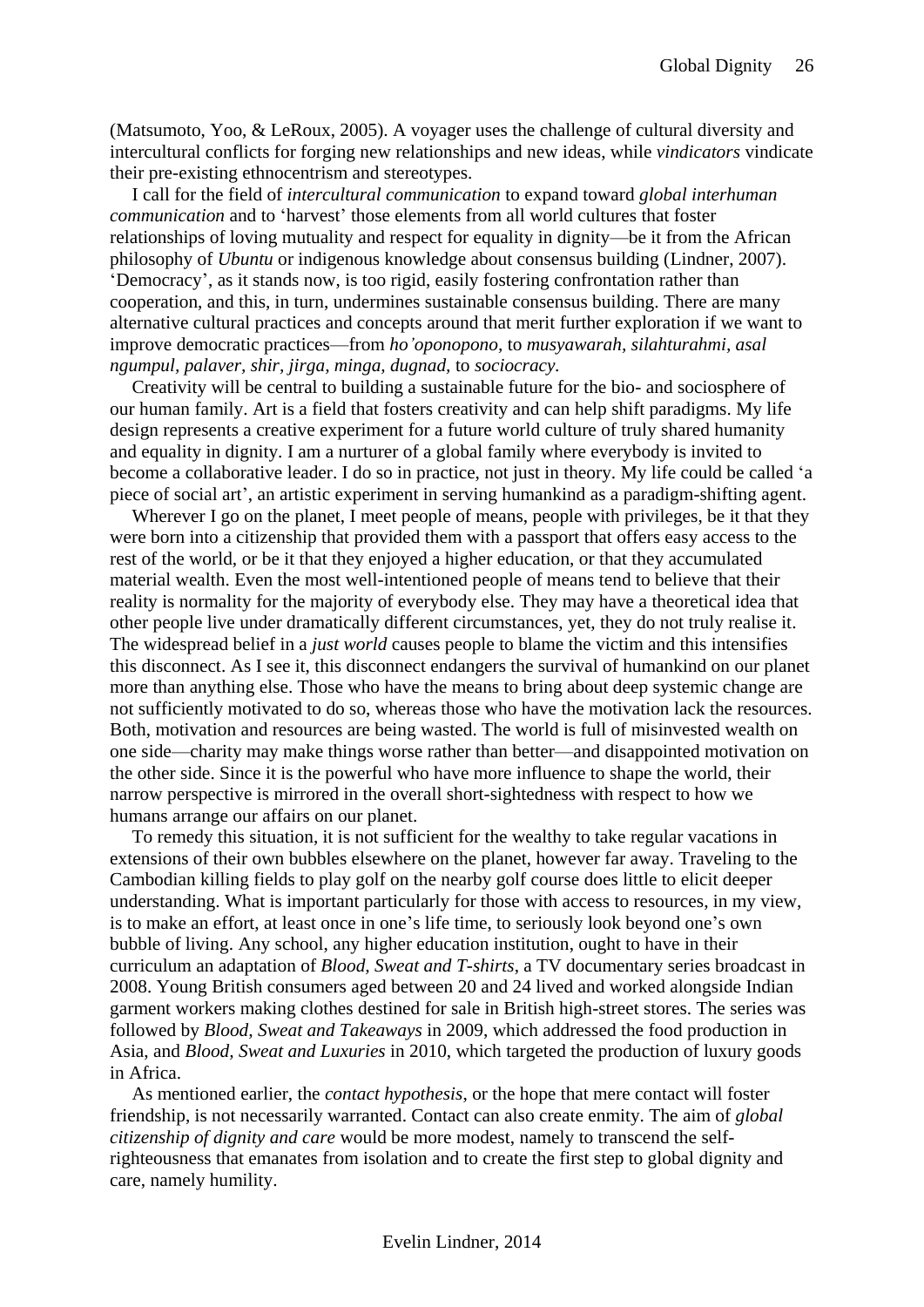(Matsumoto, Yoo, & LeRoux, 2005). A voyager uses the challenge of cultural diversity and intercultural conflicts for forging new relationships and new ideas, while *vindicators* vindicate their pre-existing ethnocentrism and stereotypes.

I call for the field of *intercultural communication* to expand toward *global interhuman communication* and to 'harvest' those elements from all world cultures that foster relationships of loving mutuality and respect for equality in dignity—be it from the African philosophy of *Ubuntu* or indigenous knowledge about consensus building (Lindner, 2007). 'Democracy', as it stands now, is too rigid, easily fostering confrontation rather than cooperation, and this, in turn, undermines sustainable consensus building. There are many alternative cultural practices and concepts around that merit further exploration if we want to improve democratic practices—from *ho'oponopono,* to *musyawarah, silahturahmi, asal ngumpul, palaver, shir, jirga, minga, dugnad,* to *sociocracy.*

Creativity will be central to building a sustainable future for the bio- and sociosphere of our human family. Art is a field that fosters creativity and can help shift paradigms. My life design represents a creative experiment for a future world culture of truly shared humanity and equality in dignity. I am a nurturer of a global family where everybody is invited to become a collaborative leader. I do so in practice, not just in theory. My life could be called 'a piece of social art', an artistic experiment in serving humankind as a paradigm-shifting agent.

Wherever I go on the planet, I meet people of means, people with privileges, be it that they were born into a citizenship that provided them with a passport that offers easy access to the rest of the world, or be it that they enjoyed a higher education, or that they accumulated material wealth. Even the most well-intentioned people of means tend to believe that their reality is normality for the majority of everybody else. They may have a theoretical idea that other people live under dramatically different circumstances, yet, they do not truly realise it. The widespread belief in a *just world* causes people to blame the victim and this intensifies this disconnect. As I see it, this disconnect endangers the survival of humankind on our planet more than anything else. Those who have the means to bring about deep systemic change are not sufficiently motivated to do so, whereas those who have the motivation lack the resources. Both, motivation and resources are being wasted. The world is full of misinvested wealth on one side—charity may make things worse rather than better—and disappointed motivation on the other side. Since it is the powerful who have more influence to shape the world, their narrow perspective is mirrored in the overall short-sightedness with respect to how we humans arrange our affairs on our planet.

To remedy this situation, it is not sufficient for the wealthy to take regular vacations in extensions of their own bubbles elsewhere on the planet, however far away. Traveling to the Cambodian killing fields to play golf on the nearby golf course does little to elicit deeper understanding. What is important particularly for those with access to resources, in my view, is to make an effort, at least once in one's life time, to seriously look beyond one's own bubble of living. Any school, any higher education institution, ought to have in their curriculum an adaptation of *Blood, Sweat and T-shirts*, a TV documentary series broadcast in 2008. Young British consumers aged between 20 and 24 lived and worked alongside Indian garment workers making clothes destined for sale in British high-street stores. The series was followed by *Blood, Sweat and Takeaways* in 2009, which addressed the food production in Asia, and *Blood, Sweat and Luxuries* in 2010, which targeted the production of luxury goods in Africa.

As mentioned earlier, the *contact hypothesis*, or the hope that mere contact will foster friendship, is not necessarily warranted. Contact can also create enmity. The aim of *global citizenship of dignity and care* would be more modest, namely to transcend the self-righteousness that emanates from isolation and to create the first step to global dignity and care, namely humility.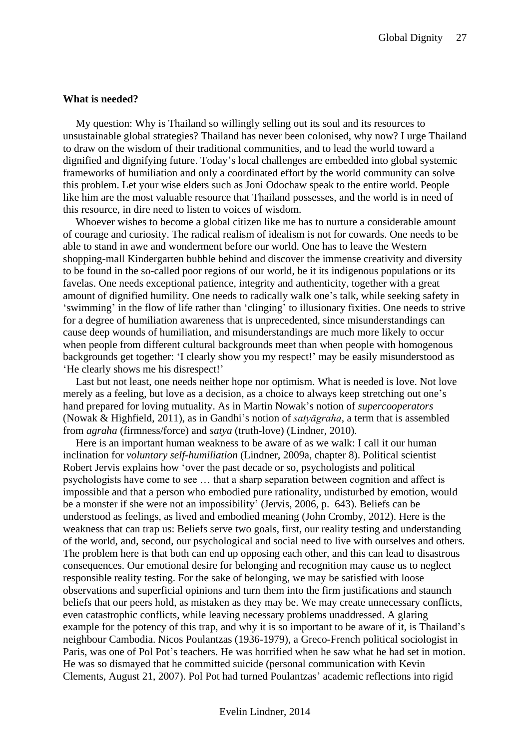**What is needed?**

My question: Why is Thailand so willingly selling out its soul and its resources to unsustainable global strategies? Thailand has never been colonised, why now? I urge Thailand to draw on the wisdom of their traditional communities, and to lead the world toward a dignified and dignifying future. Today's local challenges are embedded into global systemic frameworks of humiliation and only a coordinated effort by the world community can solve this problem. Let your wise elders such as Joni Odochaw speak to the entire world. People like him are the most valuable resource that Thailand possesses, and the world is in need of this resource, in dire need to listen to voices of wisdom.

Whoever wishes to become a global citizen like me has to nurture a considerable amount of courage and curiosity. The radical realism of idealism is not for cowards. One needs to be able to stand in awe and wonderment before our world. One has to leave the Western shopping-mall Kindergarten bubble behind and discover the immense creativity and diversity to be found in the so-called poor regions of our world, be it its indigenous populations or its favelas. One needs exceptional patience, integrity and authenticity, together with a great amount of dignified humility. One needs to radically walk one's talk, while seeking safety in 'swimming' in the flow of life rather than 'clinging' to illusionary fixities. One needs to strive for a degree of humiliation awareness that is unprecedented, since misunderstandings can cause deep wounds of humiliation, and misunderstandings are much more likely to occur when people from different cultural backgrounds meet than when people with homogenous backgrounds get together: 'I clearly show you my respect!' may be easily misunderstood as 'He clearly shows me his disrespect!'

Last but not least, one needs neither hope nor optimism. What is needed is love. Not love merely as a feeling, but love as a decision, as a choice to always keep stretching out one's hand prepared for loving mutuality. As in Martin Nowak's notion of *supercooperators* (Nowak & Highfield, 2011), as in Gandhi's notion of *satyāgraha*, a term that is assembled from *agraha* (firmness/force) and *satya* (truth-love) (Lindner, 2010).

Here is an important human weakness to be aware of as we walk: I call it our human inclination for *voluntary self-humiliation* (Lindner, 2009a, chapter 8). Political scientist Robert Jervis explains how 'over the past decade or so, psychologists and political psychologists have come to see … that a sharp separation between cognition and affect is impossible and that a person who embodied pure rationality, undisturbed by emotion, would be a monster if she were not an impossibility' (Jervis, 2006, p. 643). Beliefs can be understood as feelings, as lived and embodied meaning (John Cromby, 2012). Here is the weakness that can trap us: Beliefs serve two goals, first, our reality testing and understanding of the world, and, second, our psychological and social need to live with ourselves and others. The problem here is that both can end up opposing each other, and this can lead to disastrous consequences. Our emotional desire for belonging and recognition may cause us to neglect responsible reality testing. For the sake of belonging, we may be satisfied with loose observations and superficial opinions and turn them into the firm justifications and staunch beliefs that our peers hold, as mistaken as they may be. We may create unnecessary conflicts, even catastrophic conflicts, while leaving necessary problems unaddressed. A glaring example for the potency of this trap, and why it is so important to be aware of it, is Thailand's neighbour Cambodia. Nicos Poulantzas (1936-1979), a Greco-French political sociologist in Paris, was one of Pol Pot's teachers. He was horrified when he saw what he had set in motion. He was so dismayed that he committed suicide (personal communication with Kevin Clements, August 21, 2007). Pol Pot had turned Poulantzas' academic reflections into rigid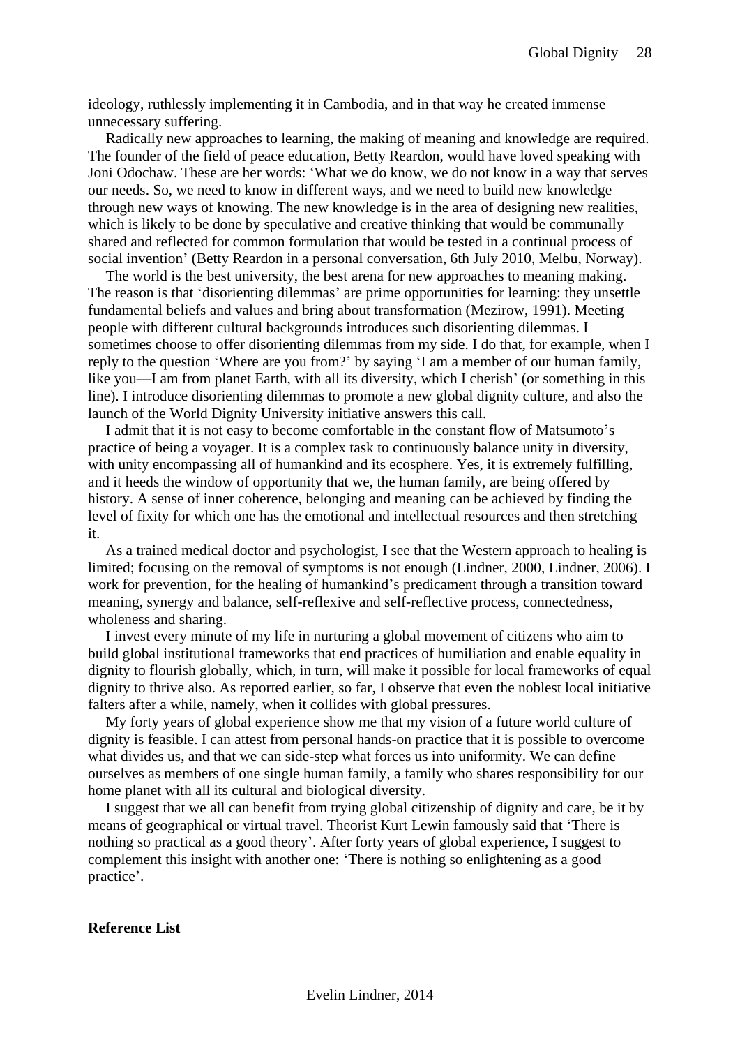ideology, ruthlessly implementing it in Cambodia, and in that way he created immense unnecessary suffering.

Radically new approaches to learning, the making of meaning and knowledge are required. The founder of the field of peace education, Betty Reardon, would have loved speaking with Joni Odochaw. These are her words: 'What we do know, we do not know in a way that serves our needs. So, we need to know in different ways, and we need to build new knowledge through new ways of knowing. The new knowledge is in the area of designing new realities, which is likely to be done by speculative and creative thinking that would be communally shared and reflected for common formulation that would be tested in a continual process of social invention' (Betty Reardon in a personal conversation, 6th July 2010, Melbu, Norway).

The world is the best university, the best arena for new approaches to meaning making. The reason is that 'disorienting dilemmas' are prime opportunities for learning: they unsettle fundamental beliefs and values and bring about transformation (Mezirow, 1991). Meeting people with different cultural backgrounds introduces such disorienting dilemmas. I sometimes choose to offer disorienting dilemmas from my side. I do that, for example, when I reply to the question 'Where are you from?' by saying 'I am a member of our human family, like you—I am from planet Earth, with all its diversity, which I cherish' (or something in this line). I introduce disorienting dilemmas to promote a new global dignity culture, and also the launch of the World Dignity University initiative answers this call.

I admit that it is not easy to become comfortable in the constant flow of Matsumoto's practice of being a voyager. It is a complex task to continuously balance unity in diversity, with unity encompassing all of humankind and its ecosphere. Yes, it is extremely fulfilling, and it heeds the window of opportunity that we, the human family, are being offered by history. A sense of inner coherence, belonging and meaning can be achieved by finding the level of fixity for which one has the emotional and intellectual resources and then stretching it.

As a trained medical doctor and psychologist, I see that the Western approach to healing is limited; focusing on the removal of symptoms is not enough (Lindner, 2000, Lindner, 2006). I work for prevention, for the healing of humankind's predicament through a transition toward meaning, synergy and balance, self-reflexive and self-reflective process, connectedness, wholeness and sharing.

I invest every minute of my life in nurturing a global movement of citizens who aim to build global institutional frameworks that end practices of humiliation and enable equality in dignity to flourish globally, which, in turn, will make it possible for local frameworks of equal dignity to thrive also. As reported earlier, so far, I observe that even the noblest local initiative falters after a while, namely, when it collides with global pressures.

My forty years of global experience show me that my vision of a future world culture of dignity is feasible. I can attest from personal hands-on practice that it is possible to overcome what divides us, and that we can side-step what forces us into uniformity. We can define ourselves as members of one single human family, a family who shares responsibility for our home planet with all its cultural and biological diversity.

I suggest that we all can benefit from trying global citizenship of dignity and care, be it by means of geographical or virtual travel. Theorist Kurt Lewin famously said that 'There is nothing so practical as a good theory'. After forty years of global experience, I suggest to complement this insight with another one: 'There is nothing so enlightening as a good practice'.

**Reference List**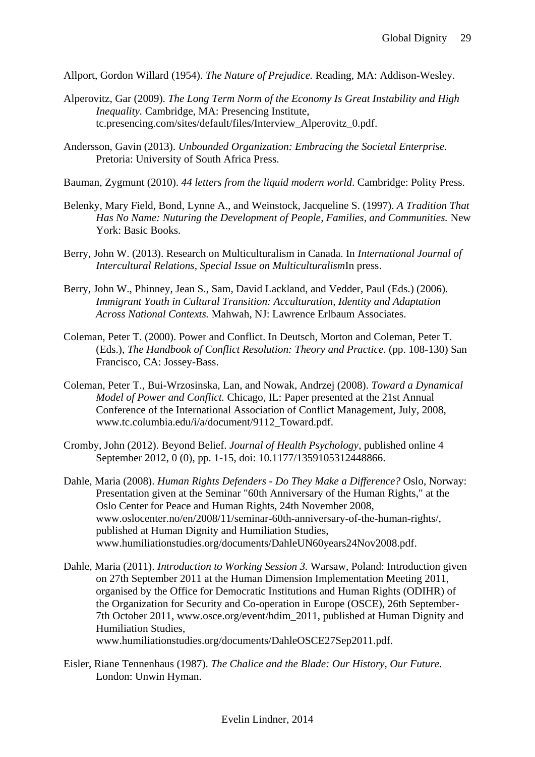Allport, Gordon Willard (1954). *The Nature of Prejudice.* Reading, MA: Addison-Wesley.

Alperovitz, Gar (2009). *The Long Term Norm of the Economy Is Great Instability and High Inequality.* Cambridge, MA: Presencing Institute, tc.presencing.com/sites/default/files/Interview_Alperovitz_0.pdf.

Andersson, Gavin (2013). *Unbounded Organization: Embracing the Societal Enterprise.* Pretoria: University of South Africa Press.

Bauman, Zygmunt (2010). *44 letters from the liquid modern world*. Cambridge: Polity Press.

Belenky, Mary Field, Bond, Lynne A., and Weinstock, Jacqueline S. (1997). *A Tradition That Has No Name: Nuturing the Development of People, Families, and Communities.* New York: Basic Books.

Berry, John W. (2013). Research on Multiculturalism in Canada. In *International Journal of Intercultural Relations, Special Issue on Multiculturalism*In press.

Berry, John W., Phinney, Jean S., Sam, David Lackland, and Vedder, Paul (Eds.) (2006). *Immigrant Youth in Cultural Transition: Acculturation, Identity and Adaptation Across National Contexts.* Mahwah, NJ: Lawrence Erlbaum Associates.

Coleman, Peter T. (2000). Power and Conflict. In Deutsch, Morton and Coleman, Peter T. (Eds.), *The Handbook of Conflict Resolution: Theory and Practice.* (pp. 108-130) San Francisco, CA: Jossey-Bass.

Coleman, Peter T., Bui-Wrzosinska, Lan, and Nowak, Andrzej (2008). *Toward a Dynamical Model of Power and Conflict.* Chicago, IL: Paper presented at the 21st Annual Conference of the International Association of Conflict Management, July, 2008, www.tc.columbia.edu/i/a/document/9112_Toward.pdf.

Cromby, John (2012). Beyond Belief. *Journal of Health Psychology*, published online 4 September 2012, 0 (0), pp. 1-15, doi: 10.1177/1359105312448866.

Dahle, Maria (2008). *Human Rights Defenders - Do They Make a Difference?* Oslo, Norway: Presentation given at the Seminar "60th Anniversary of the Human Rights," at the Oslo Center for Peace and Human Rights, 24th November 2008, www.oslocenter.no/en/2008/11/seminar-60th-anniversary-of-the-human-rights/, published at Human Dignity and Humiliation Studies, www.humiliationstudies.org/documents/DahleUN60years24Nov2008.pdf.

Dahle, Maria (2011). *Introduction to Working Session 3.* Warsaw, Poland: Introduction given on 27th September 2011 at the Human Dimension Implementation Meeting 2011, organised by the Office for Democratic Institutions and Human Rights (ODIHR) of the Organization for Security and Co-operation in Europe (OSCE), 26th September-7th October 2011, www.osce.org/event/hdim_2011, published at Human Dignity and Humiliation Studies, www.humiliationstudies.org/documents/DahleOSCE27Sep2011.pdf.

Eisler, Riane Tennenhaus (1987). *The Chalice and the Blade: Our History, Our Future.* London: Unwin Hyman.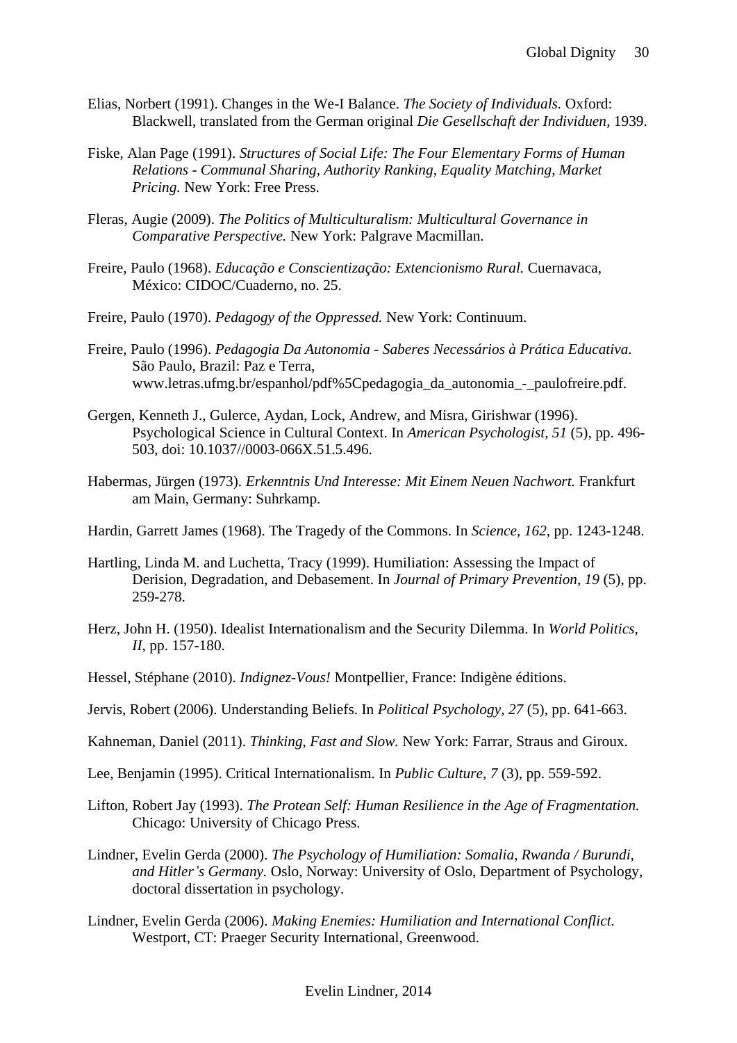Elias, Norbert (1991). Changes in the We-I Balance. *The Society of Individuals.* Oxford: Blackwell, translated from the German original *Die Gesellschaft der Individuen*, 1939.

Fiske, Alan Page (1991). *Structures of Social Life: The Four Elementary Forms of Human Relations - Communal Sharing, Authority Ranking, Equality Matching, Market Pricing.* New York: Free Press.

Fleras, Augie (2009). *The Politics of Multiculturalism: Multicultural Governance in Comparative Perspective.* New York: Palgrave Macmillan.

Freire, Paulo (1968). *Educação e Conscientização: Extencionismo Rural.* Cuernavaca, México: CIDOC/Cuaderno, no. 25.

Freire, Paulo (1970). *Pedagogy of the Oppressed.* New York: Continuum.

Freire, Paulo (1996). *Pedagogia Da Autonomia - Saberes Necessários à Prática Educativa.* São Paulo, Brazil: Paz e Terra, www.letras.ufmg.br/espanhol/pdf%5Cpedagogia_da_autonomia_-_paulofreire.pdf.

Gergen, Kenneth J., Gulerce, Aydan, Lock, Andrew, and Misra, Girishwar (1996). Psychological Science in Cultural Context. In *American Psychologist, 51* (5), pp. 496-503, doi: 10.1037//0003-066X.51.5.496.

Habermas, Jürgen (1973). *Erkenntnis Und Interesse: Mit Einem Neuen Nachwort.* Frankfurt am Main, Germany: Suhrkamp.

Hardin, Garrett James (1968). The Tragedy of the Commons. In *Science, 162*, pp. 1243-1248.

Hartling, Linda M. and Luchetta, Tracy (1999). Humiliation: Assessing the Impact of Derision, Degradation, and Debasement. In *Journal of Primary Prevention, 19* (5), pp. 259-278.

Herz, John H. (1950). Idealist Internationalism and the Security Dilemma. In *World Politics, II*, pp. 157-180.

Hessel, Stéphane (2010). *Indignez-Vous!* Montpellier, France: Indigène éditions.

Jervis, Robert (2006). Understanding Beliefs. In *Political Psychology, 27* (5), pp. 641-663.

Kahneman, Daniel (2011). *Thinking, Fast and Slow.* New York: Farrar, Straus and Giroux.

Lee, Benjamin (1995). Critical Internationalism. In *Public Culture, 7* (3), pp. 559-592.

Lifton, Robert Jay (1993). *The Protean Self: Human Resilience in the Age of Fragmentation.* Chicago: University of Chicago Press.

Lindner, Evelin Gerda (2000). *The Psychology of Humiliation: Somalia, Rwanda / Burundi, and Hitler's Germany.* Oslo, Norway: University of Oslo, Department of Psychology, doctoral dissertation in psychology.

Lindner, Evelin Gerda (2006). *Making Enemies: Humiliation and International Conflict.* Westport, CT: Praeger Security International, Greenwood.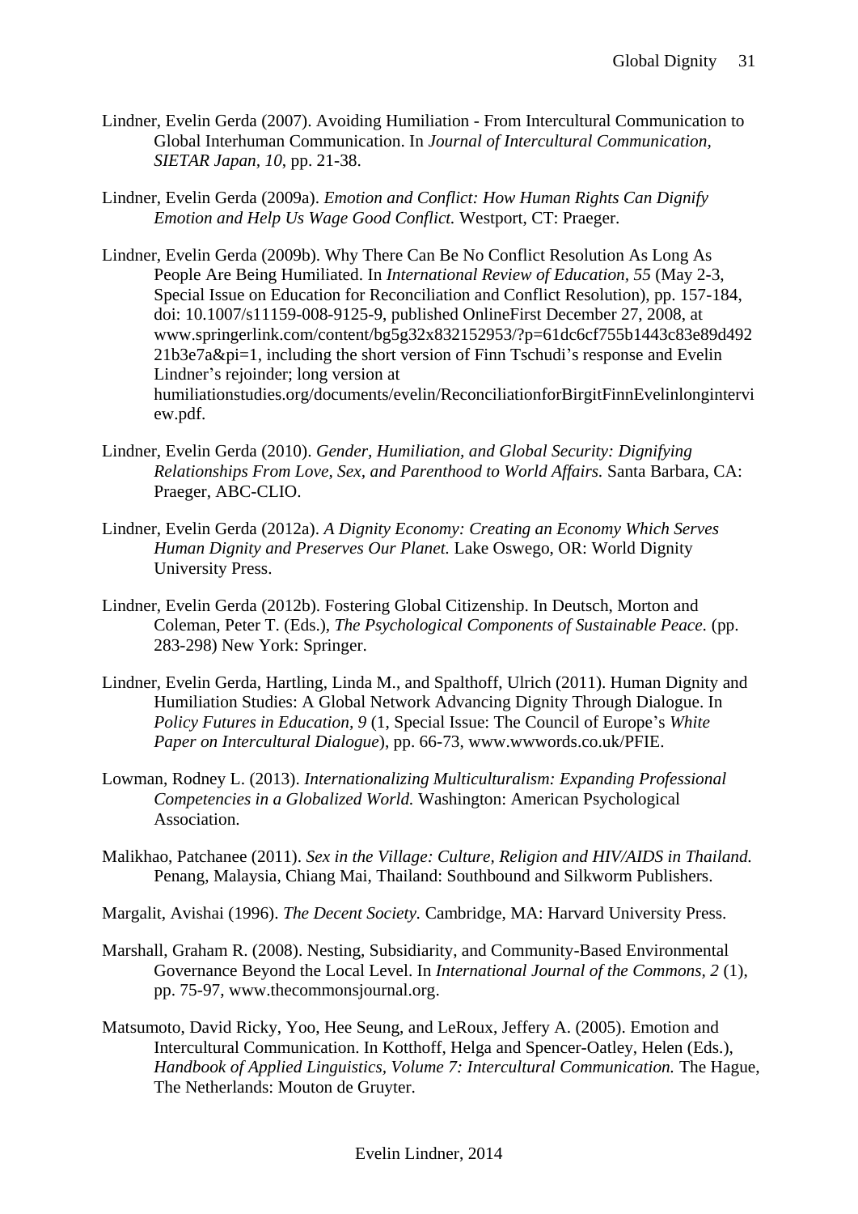Lindner, Evelin Gerda (2007). Avoiding Humiliation - From Intercultural Communication to Global Interhuman Communication. In *Journal of Intercultural Communication, SIETAR Japan, 10*, pp. 21-38.

Lindner, Evelin Gerda (2009a). *Emotion and Conflict: How Human Rights Can Dignify Emotion and Help Us Wage Good Conflict.* Westport, CT: Praeger.

Lindner, Evelin Gerda (2009b). Why There Can Be No Conflict Resolution As Long As People Are Being Humiliated. In *International Review of Education, 55* (May 2-3, Special Issue on Education for Reconciliation and Conflict Resolution), pp. 157-184, doi: 10.1007/s11159-008-9125-9, published OnlineFirst December 27, 2008, at www.springerlink.com/content/bg5g32x832152953/?p=61dc6cf755b1443c83e89d492 21b3e7a&pi=1, including the short version of Finn Tschudi's response and Evelin Lindner's rejoinder; long version at humiliationstudies.org/documents/evelin/ReconciliationforBirgitFinnEvelinlonginterview.pdf.

Lindner, Evelin Gerda (2010). *Gender, Humiliation, and Global Security: Dignifying Relationships From Love, Sex, and Parenthood to World Affairs.* Santa Barbara, CA: Praeger, ABC-CLIO.

Lindner, Evelin Gerda (2012a). *A Dignity Economy: Creating an Economy Which Serves Human Dignity and Preserves Our Planet.* Lake Oswego, OR: World Dignity University Press.

Lindner, Evelin Gerda (2012b). Fostering Global Citizenship. In Deutsch, Morton and Coleman, Peter T. (Eds.), *The Psychological Components of Sustainable Peace.* (pp. 283-298) New York: Springer.

Lindner, Evelin Gerda, Hartling, Linda M., and Spalthoff, Ulrich (2011). Human Dignity and Humiliation Studies: A Global Network Advancing Dignity Through Dialogue. In *Policy Futures in Education, 9* (1, Special Issue: The Council of Europe's *White Paper on Intercultural Dialogue*), pp. 66-73, www.wwwords.co.uk/PFIE.

Lowman, Rodney L. (2013). *Internationalizing Multiculturalism: Expanding Professional Competencies in a Globalized World.* Washington: American Psychological Association.

Malikhao, Patchanee (2011). *Sex in the Village: Culture, Religion and HIV/AIDS in Thailand.* Penang, Malaysia, Chiang Mai, Thailand: Southbound and Silkworm Publishers.

Margalit, Avishai (1996). *The Decent Society.* Cambridge, MA: Harvard University Press.

Marshall, Graham R. (2008). Nesting, Subsidiarity, and Community-Based Environmental Governance Beyond the Local Level. In *International Journal of the Commons, 2* (1), pp. 75-97, www.thecommonsjournal.org.

Matsumoto, David Ricky, Yoo, Hee Seung, and LeRoux, Jeffery A. (2005). Emotion and Intercultural Communication. In Kotthoff, Helga and Spencer-Oatley, Helen (Eds.), *Handbook of Applied Linguistics, Volume 7: Intercultural Communication.* The Hague, The Netherlands: Mouton de Gruyter.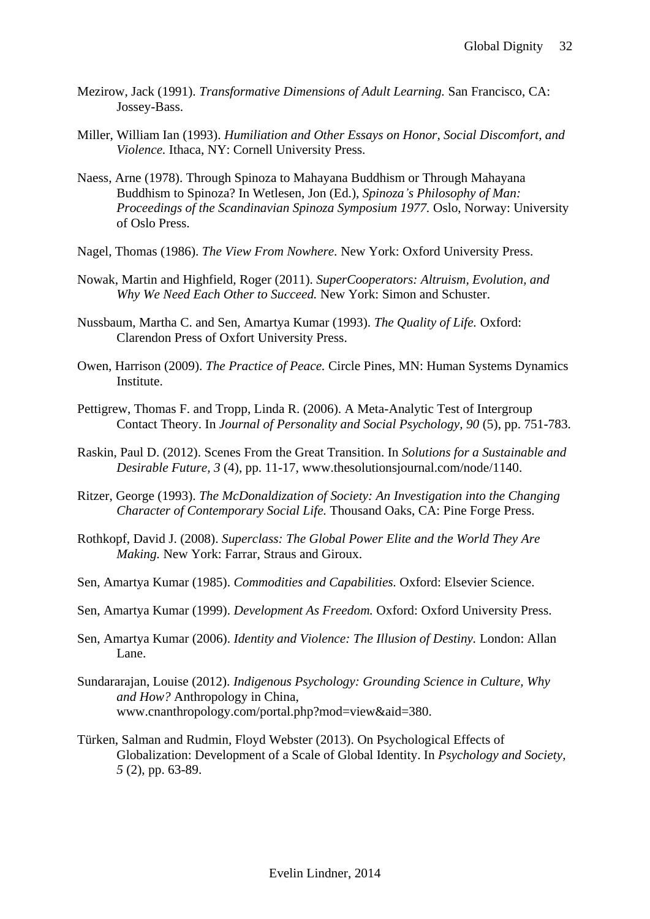Mezirow, Jack (1991). *Transformative Dimensions of Adult Learning.* San Francisco, CA: Jossey-Bass.

Miller, William Ian (1993). *Humiliation and Other Essays on Honor, Social Discomfort, and Violence.* Ithaca, NY: Cornell University Press.

Naess, Arne (1978). Through Spinoza to Mahayana Buddhism or Through Mahayana Buddhism to Spinoza? In Wetlesen, Jon (Ed.), *Spinoza's Philosophy of Man: Proceedings of the Scandinavian Spinoza Symposium 1977.* Oslo, Norway: University of Oslo Press.

Nagel, Thomas (1986). *The View From Nowhere.* New York: Oxford University Press.

Nowak, Martin and Highfield, Roger (2011). *SuperCooperators: Altruism, Evolution, and Why We Need Each Other to Succeed.* New York: Simon and Schuster.

Nussbaum, Martha C. and Sen, Amartya Kumar (1993). *The Quality of Life.* Oxford: Clarendon Press of Oxfort University Press.

Owen, Harrison (2009). *The Practice of Peace.* Circle Pines, MN: Human Systems Dynamics Institute.

Pettigrew, Thomas F. and Tropp, Linda R. (2006). A Meta-Analytic Test of Intergroup Contact Theory. In *Journal of Personality and Social Psychology, 90* (5), pp. 751-783.

Raskin, Paul D. (2012). Scenes From the Great Transition. In *Solutions for a Sustainable and Desirable Future, 3* (4), pp. 11-17, www.thesolutionsjournal.com/node/1140.

Ritzer, George (1993). *The McDonaldization of Society: An Investigation into the Changing Character of Contemporary Social Life.* Thousand Oaks, CA: Pine Forge Press.

Rothkopf, David J. (2008). *Superclass: The Global Power Elite and the World They Are Making.* New York: Farrar, Straus and Giroux.

Sen, Amartya Kumar (1985). *Commodities and Capabilities.* Oxford: Elsevier Science.

Sen, Amartya Kumar (1999). *Development As Freedom.* Oxford: Oxford University Press.

Sen, Amartya Kumar (2006). *Identity and Violence: The Illusion of Destiny.* London: Allan Lane.

Sundararajan, Louise (2012). *Indigenous Psychology: Grounding Science in Culture, Why and How?* Anthropology in China, www.cnanthropology.com/portal.php?mod=view&aid=380.

Türken, Salman and Rudmin, Floyd Webster (2013). On Psychological Effects of Globalization: Development of a Scale of Global Identity. In *Psychology and Society, 5* (2), pp. 63-89.